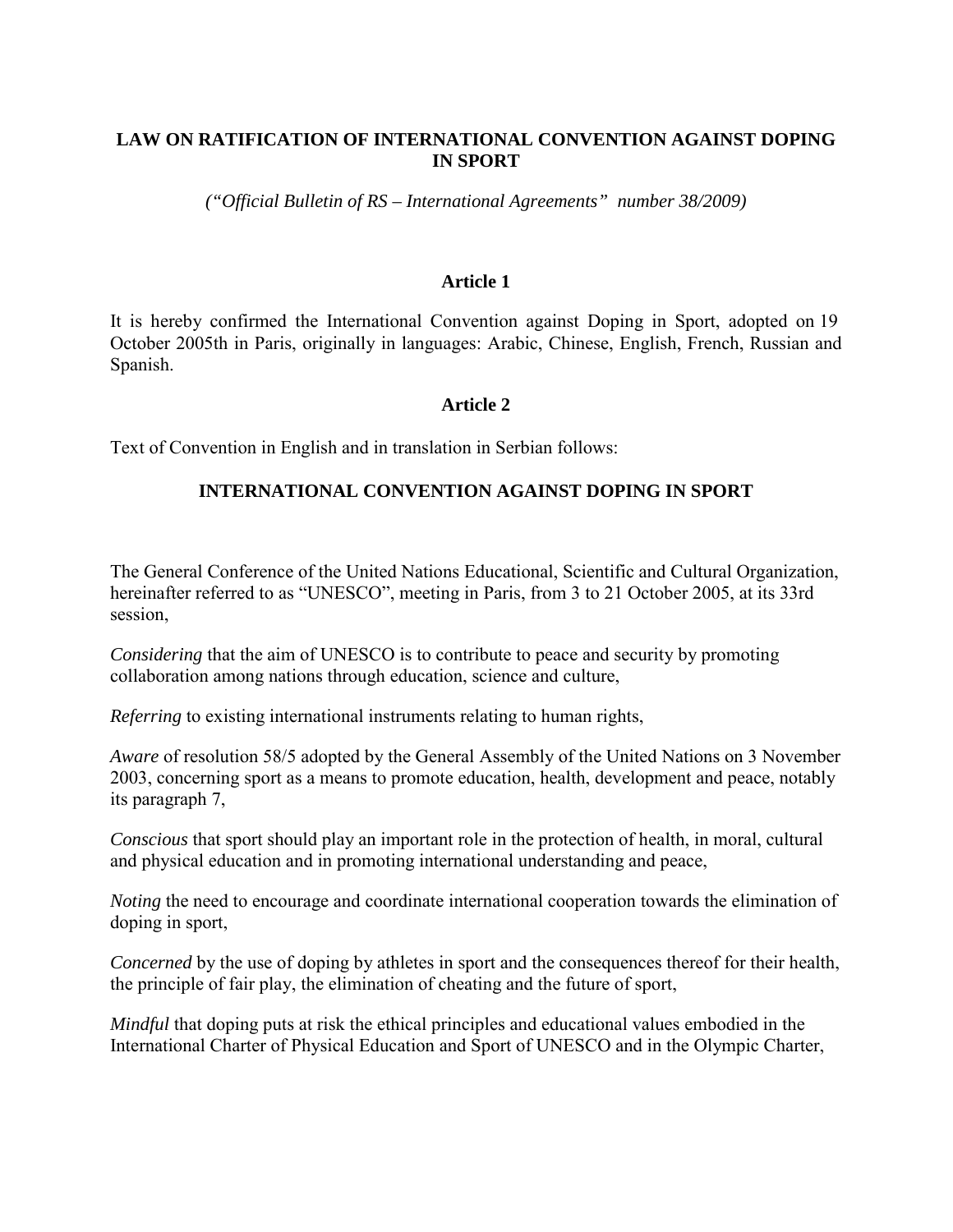# LAW ON RATIFICATION OF INTERNATIONAL CONVENTION AGAINST DOPING IN SPORT

*("Official Bulletin of RS – International Agreements" number 38/2009)*

### Article 1

It is hereby confirmed the International Convention against Doping in Sport, adopted on 19 October 2005th in Paris, originally in languages: Arabic, Chinese, English, French, Russian and Spanish.

### Article 2

Text of Convention in English and in translation in Serbian follows:

## INTERNATIONAL CONVENTION AGAINST DOPING IN SPORT

The General Conference of the United Nations Educational, Scientific and Cultural Organization, hereinafter referred to as "UNESCO", meeting in Paris, from 3 to 21 October 2005, at its 33rd session,

*Considering* that the aim of UNESCO is to contribute to peace and security by promoting collaboration among nations through education, science and culture,

*Referring* to existing international instruments relating to human rights,

*Aware* of resolution 58/5 adopted by the General Assembly of the United Nations on 3 November 2003, concerning sport as a means to promote education, health, development and peace, notably its paragraph 7,

*Conscious* that sport should play an important role in the protection of health, in moral, cultural and physical education and in promoting international understanding and peace,

*Noting* the need to encourage and coordinate international cooperation towards the elimination of doping in sport,

*Concerned* by the use of doping by athletes in sport and the consequences thereof for their health, the principle of fair play, the elimination of cheating and the future of sport,

*Mindful* that doping puts at risk the ethical principles and educational values embodied in the International Charter of Physical Education and Sport of UNESCO and in the Olympic Charter,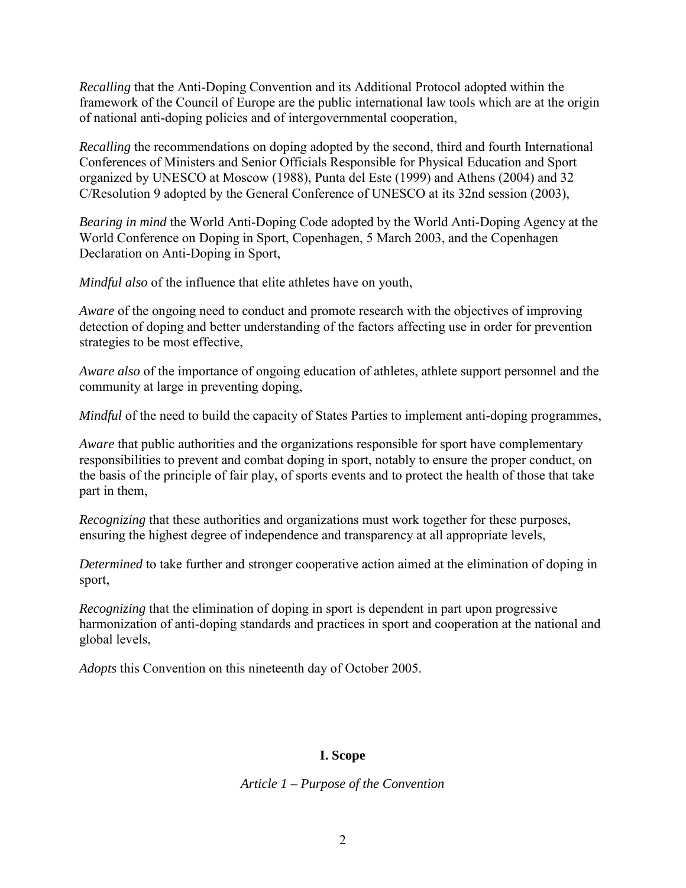*Recalling* that the Anti-Doping Convention and its Additional Protocol adopted within the framework of the Council of Europe are the public international law tools which are at the origin of national anti-doping policies and of intergovernmental cooperation,

*Recalling* the recommendations on doping adopted by the second, third and fourth International Conferences of Ministers and Senior Officials Responsible for Physical Education and Sport organized by UNESCO at Moscow (1988), Punta del Este (1999) and Athens (2004) and 32 C/Resolution 9 adopted by the General Conference of UNESCO at its 32nd session (2003),

*Bearing in mind* the World Anti-Doping Code adopted by the World Anti-Doping Agency at the World Conference on Doping in Sport, Copenhagen, 5 March 2003, and the Copenhagen Declaration on Anti-Doping in Sport,

*Mindful also* of the influence that elite athletes have on youth,

*Aware* of the ongoing need to conduct and promote research with the objectives of improving detection of doping and better understanding of the factors affecting use in order for prevention strategies to be most effective,

*Aware also* of the importance of ongoing education of athletes, athlete support personnel and the community at large in preventing doping,

*Mindful* of the need to build the capacity of States Parties to implement anti-doping programmes,

*Aware* that public authorities and the organizations responsible for sport have complementary responsibilities to prevent and combat doping in sport, notably to ensure the proper conduct, on the basis of the principle of fair play, of sports events and to protect the health of those that take part in them,

*Recognizing* that these authorities and organizations must work together for these purposes, ensuring the highest degree of independence and transparency at all appropriate levels,

*Determined* to take further and stronger cooperative action aimed at the elimination of doping in sport,

*Recognizing* that the elimination of doping in sport is dependent in part upon progressive harmonization of anti-doping standards and practices in sport and cooperation at the national and global levels,

*Adopts* this Convention on this nineteenth day of October 2005.

## I. Scope

### *Article 1 – Purpose of the Convention*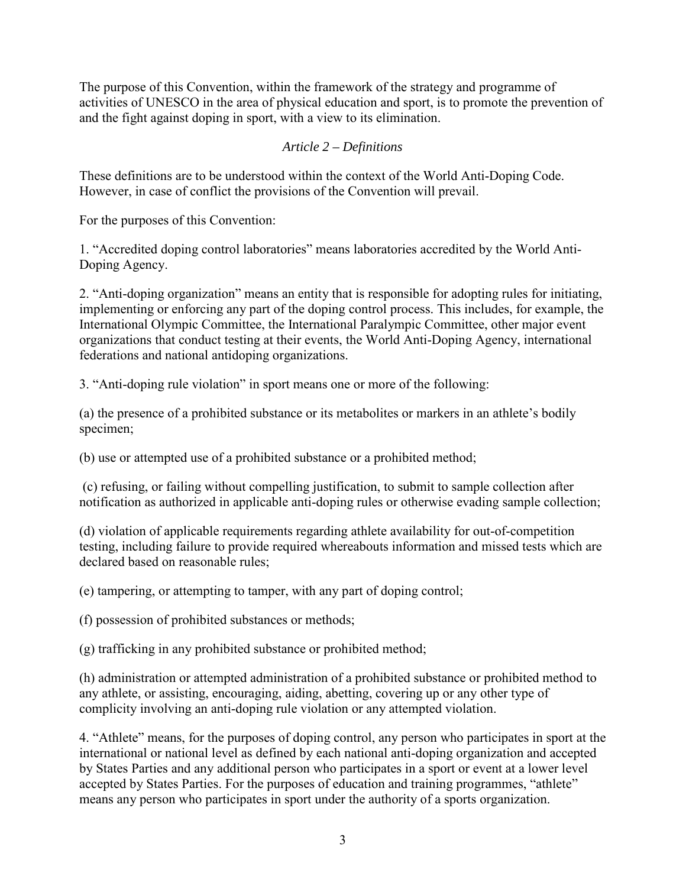The purpose of this Convention, within the framework of the strategy and programme of activities of UNESCO in the area of physical education and sport, is to promote the prevention of and the fight against doping in sport, with a view to its elimination.

### *Article 2 – Definitions*

These definitions are to be understood within the context of the World Anti-Doping Code. However, in case of conflict the provisions of the Convention will prevail.

For the purposes of this Convention:

1. "Accredited doping control laboratories" means laboratories accredited by the World Anti-Doping Agency.

2. "Anti-doping organization" means an entity that is responsible for adopting rules for initiating, implementing or enforcing any part of the doping control process. This includes, for example, the International Olympic Committee, the International Paralympic Committee, other major event organizations that conduct testing at their events, the World Anti-Doping Agency, international federations and national antidoping organizations.

3. "Anti-doping rule violation" in sport means one or more of the following:

(a) the presence of a prohibited substance or its metabolites or markers in an athlete's bodily specimen;

(b) use or attempted use of a prohibited substance or a prohibited method;

(c) refusing, or failing without compelling justification, to submit to sample collection after notification as authorized in applicable anti-doping rules or otherwise evading sample collection;

(d) violation of applicable requirements regarding athlete availability for out-of-competition testing, including failure to provide required whereabouts information and missed tests which are declared based on reasonable rules;

(e) tampering, or attempting to tamper, with any part of doping control;

(f) possession of prohibited substances or methods;

(g) trafficking in any prohibited substance or prohibited method;

(h) administration or attempted administration of a prohibited substance or prohibited method to any athlete, or assisting, encouraging, aiding, abetting, covering up or any other type of complicity involving an anti-doping rule violation or any attempted violation.

4. "Athlete" means, for the purposes of doping control, any person who participates in sport at the international or national level as defined by each national anti-doping organization and accepted by States Parties and any additional person who participates in a sport or event at a lower level accepted by States Parties. For the purposes of education and training programmes, "athlete" means any person who participates in sport under the authority of a sports organization.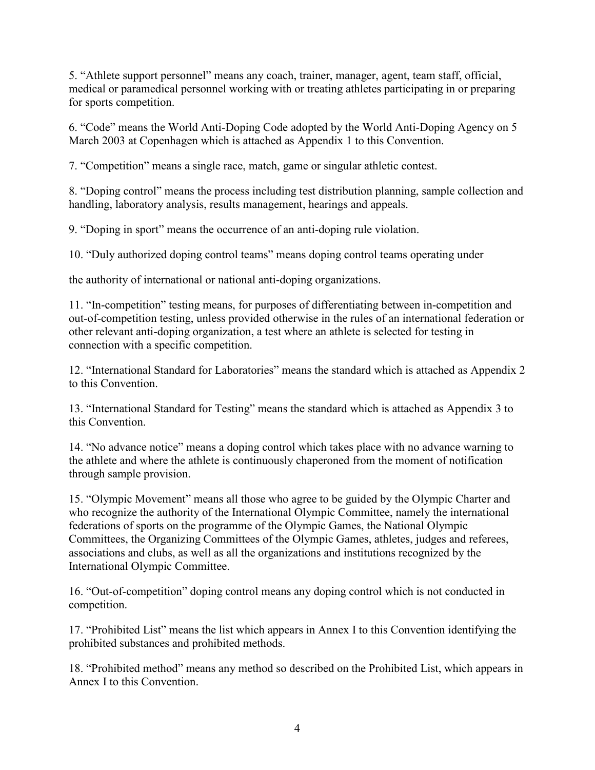5. “Athlete support personnel” means any coach, trainer, manager, agent, team staff, official, medical or paramedical personnel working with or treating athletes participating in or preparing for sports competition.

6. “Code” means the World Anti-Doping Code adopted by the World Anti-Doping Agency on 5 March 2003 at Copenhagen which is attached as Appendix 1 to this Convention.

7. “Competition” means a single race, match, game or singular athletic contest.

8. “Doping control” means the process including test distribution planning, sample collection and handling, laboratory analysis, results management, hearings and appeals.

9. “Doping in sport” means the occurrence of an anti-doping rule violation.

10. “Duly authorized doping control teams” means doping control teams operating under

the authority of international or national anti-doping organizations.

11. “In-competition” testing means, for purposes of differentiating between in-competition and out-of-competition testing, unless provided otherwise in the rules of an international federation or other relevant anti-doping organization, a test where an athlete is selected for testing in connection with a specific competition.

12. “International Standard for Laboratories” means the standard which is attached as Appendix 2 to this Convention.

13. “International Standard for Testing” means the standard which is attached as Appendix 3 to this Convention.

14. “No advance notice” means a doping control which takes place with no advance warning to the athlete and where the athlete is continuously chaperoned from the moment of notification through sample provision.

15. “Olympic Movement” means all those who agree to be guided by the Olympic Charter and who recognize the authority of the International Olympic Committee, namely the international federations of sports on the programme of the Olympic Games, the National Olympic Committees, the Organizing Committees of the Olympic Games, athletes, judges and referees, associations and clubs, as well as all the organizations and institutions recognized by the International Olympic Committee.

16. “Out-of-competition” doping control means any doping control which is not conducted in competition.

17. “Prohibited List” means the list which appears in Annex I to this Convention identifying the prohibited substances and prohibited methods.

18. “Prohibited method” means any method so described on the Prohibited List, which appears in Annex I to this Convention.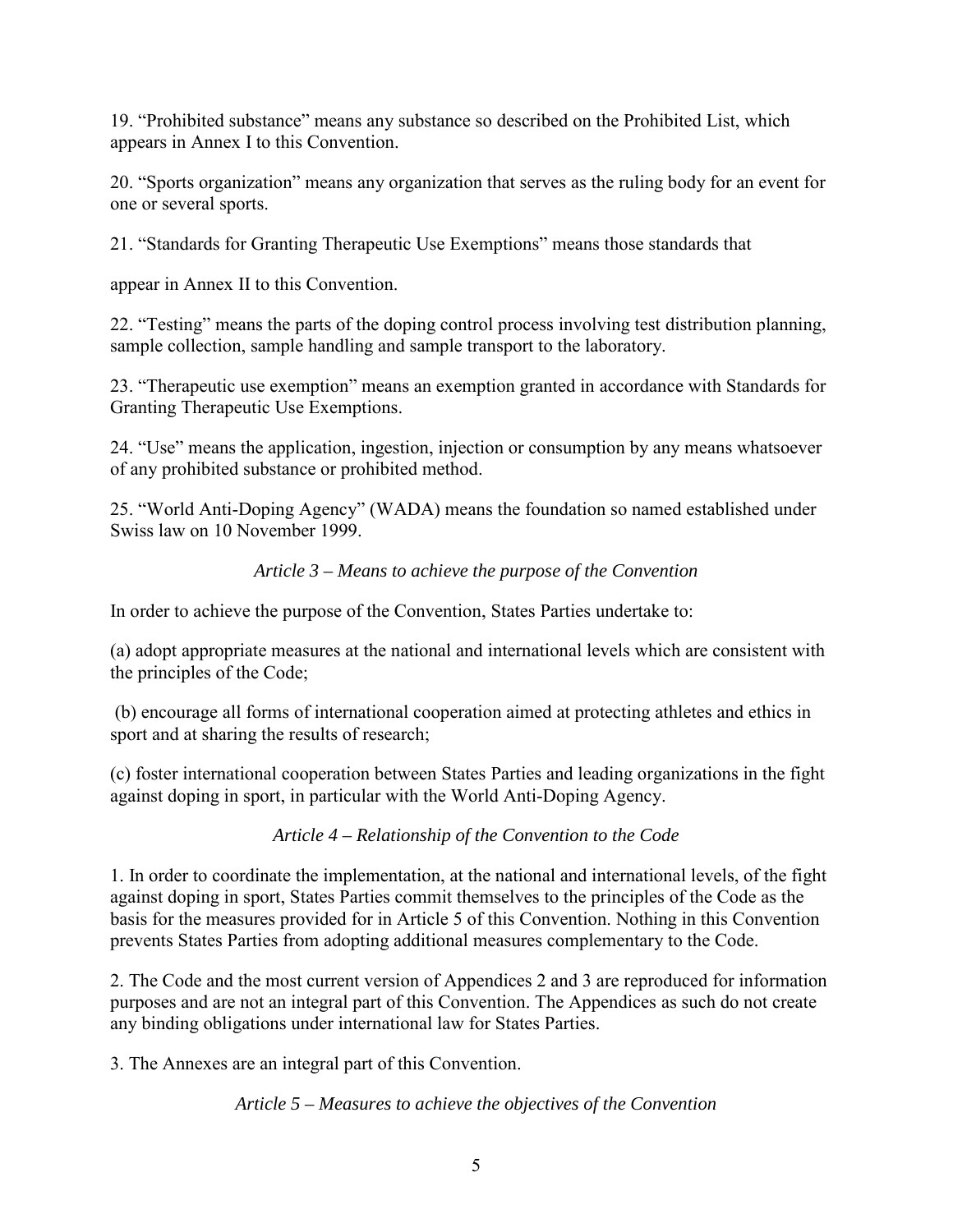19. "Prohibited substance" means any substance so described on the Prohibited List, which appears in Annex I to this Convention.

20. "Sports organization" means any organization that serves as the ruling body for an event for one or several sports.

21. "Standards for Granting Therapeutic Use Exemptions" means those standards that

appear in Annex II to this Convention.

22. "Testing" means the parts of the doping control process involving test distribution planning, sample collection, sample handling and sample transport to the laboratory.

23. "Therapeutic use exemption" means an exemption granted in accordance with Standards for Granting Therapeutic Use Exemptions.

24. "Use" means the application, ingestion, injection or consumption by any means whatsoever of any prohibited substance or prohibited method.

25. "World Anti-Doping Agency" (WADA) means the foundation so named established under Swiss law on 10 November 1999.

*Article 3 – Means to achieve the purpose of the Convention*

In order to achieve the purpose of the Convention, States Parties undertake to:

(a) adopt appropriate measures at the national and international levels which are consistent with the principles of the Code;

(b) encourage all forms of international cooperation aimed at protecting athletes and ethics in sport and at sharing the results of research;

(c) foster international cooperation between States Parties and leading organizations in the fight against doping in sport, in particular with the World Anti-Doping Agency.

*Article 4 – Relationship of the Convention to the Code*

1. In order to coordinate the implementation, at the national and international levels, of the fight against doping in sport, States Parties commit themselves to the principles of the Code as the basis for the measures provided for in Article 5 of this Convention. Nothing in this Convention prevents States Parties from adopting additional measures complementary to the Code.

2. The Code and the most current version of Appendices 2 and 3 are reproduced for information purposes and are not an integral part of this Convention. The Appendices as such do not create any binding obligations under international law for States Parties.

3. The Annexes are an integral part of this Convention.

*Article 5 – Measures to achieve the objectives of the Convention*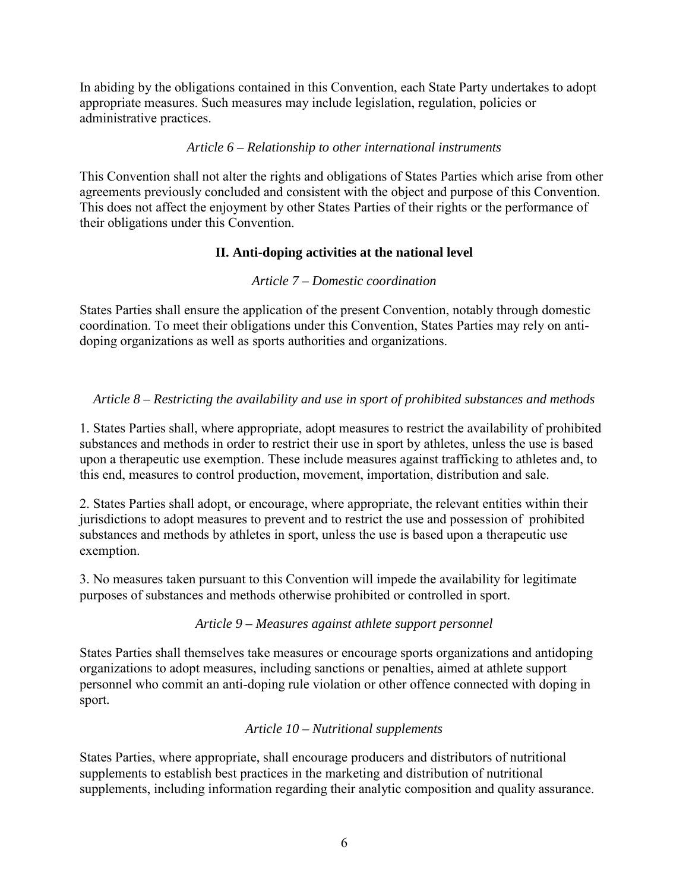In abiding by the obligations contained in this Convention, each State Party undertakes to adopt appropriate measures. Such measures may include legislation, regulation, policies or administrative practices.

*Article 6 – Relationship to other international instruments*

This Convention shall not alter the rights and obligations of States Parties which arise from other agreements previously concluded and consistent with the object and purpose of this Convention. This does not affect the enjoyment by other States Parties of their rights or the performance of their obligations under this Convention.

## II. Anti-doping activities at the national level

*Article 7 – Domestic coordination*

States Parties shall ensure the application of the present Convention, notably through domestic coordination. To meet their obligations under this Convention, States Parties may rely on anti-doping organizations as well as sports authorities and organizations.

*Article 8 – Restricting the availability and use in sport of prohibited substances and methods*

1. States Parties shall, where appropriate, adopt measures to restrict the availability of prohibited substances and methods in order to restrict their use in sport by athletes, unless the use is based upon a therapeutic use exemption. These include measures against trafficking to athletes and, to this end, measures to control production, movement, importation, distribution and sale.

2. States Parties shall adopt, or encourage, where appropriate, the relevant entities within their jurisdictions to adopt measures to prevent and to restrict the use and possession of prohibited substances and methods by athletes in sport, unless the use is based upon a therapeutic use exemption.

3. No measures taken pursuant to this Convention will impede the availability for legitimate purposes of substances and methods otherwise prohibited or controlled in sport.

*Article 9 – Measures against athlete support personnel*

States Parties shall themselves take measures or encourage sports organizations and antidoping organizations to adopt measures, including sanctions or penalties, aimed at athlete support personnel who commit an anti-doping rule violation or other offence connected with doping in sport.

*Article 10 – Nutritional supplements*

States Parties, where appropriate, shall encourage producers and distributors of nutritional supplements to establish best practices in the marketing and distribution of nutritional supplements, including information regarding their analytic composition and quality assurance.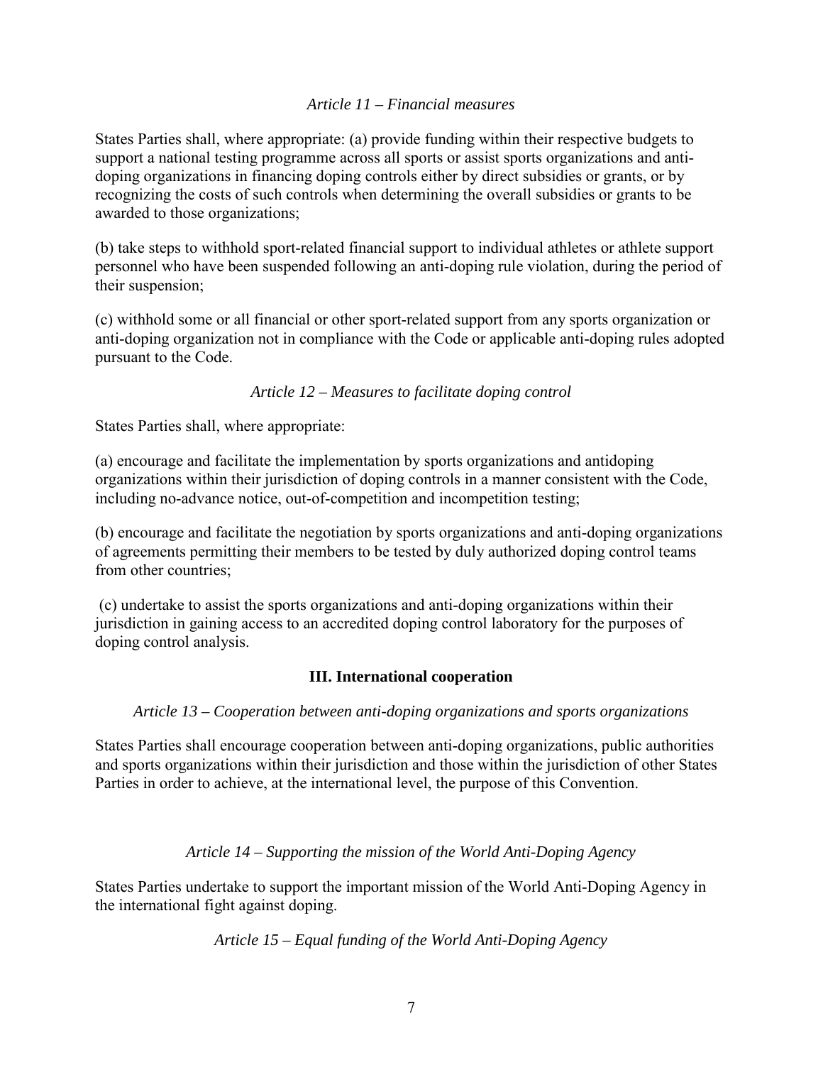*Article 11 – Financial measures*

States Parties shall, where appropriate: (a) provide funding within their respective budgets to support a national testing programme across all sports or assist sports organizations and anti-doping organizations in financing doping controls either by direct subsidies or grants, or by recognizing the costs of such controls when determining the overall subsidies or grants to be awarded to those organizations;

(b) take steps to withhold sport-related financial support to individual athletes or athlete support personnel who have been suspended following an anti-doping rule violation, during the period of their suspension;

(c) withhold some or all financial or other sport-related support from any sports organization or anti-doping organization not in compliance with the Code or applicable anti-doping rules adopted pursuant to the Code.

*Article 12 – Measures to facilitate doping control*

States Parties shall, where appropriate:

(a) encourage and facilitate the implementation by sports organizations and antidoping organizations within their jurisdiction of doping controls in a manner consistent with the Code, including no-advance notice, out-of-competition and incompetition testing;

(b) encourage and facilitate the negotiation by sports organizations and anti-doping organizations of agreements permitting their members to be tested by duly authorized doping control teams from other countries;

(c) undertake to assist the sports organizations and anti-doping organizations within their jurisdiction in gaining access to an accredited doping control laboratory for the purposes of doping control analysis.

## III. International cooperation

*Article 13 – Cooperation between anti-doping organizations and sports organizations*

States Parties shall encourage cooperation between anti-doping organizations, public authorities and sports organizations within their jurisdiction and those within the jurisdiction of other States Parties in order to achieve, at the international level, the purpose of this Convention.

*Article 14 – Supporting the mission of the World Anti-Doping Agency*

States Parties undertake to support the important mission of the World Anti-Doping Agency in the international fight against doping.

*Article 15 – Equal funding of the World Anti-Doping Agency*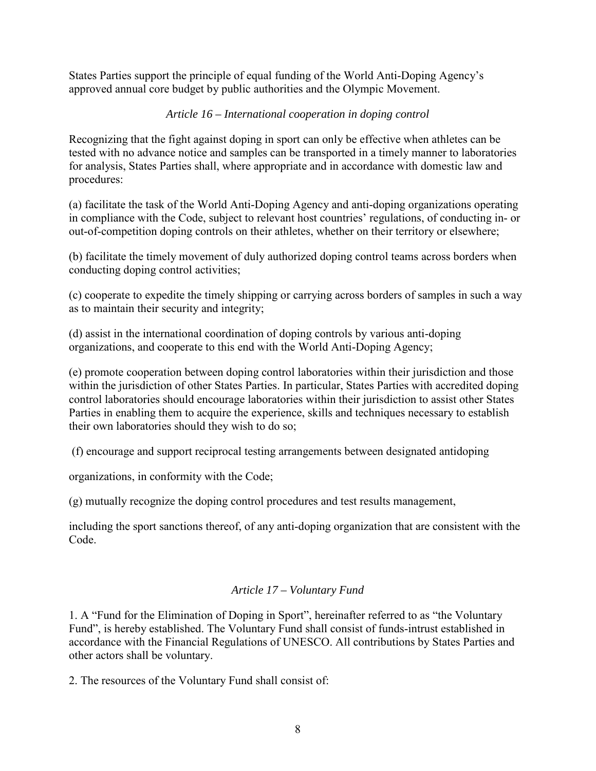States Parties support the principle of equal funding of the World Anti-Doping Agency's approved annual core budget by public authorities and the Olympic Movement.

### *Article 16 – International cooperation in doping control*

Recognizing that the fight against doping in sport can only be effective when athletes can be tested with no advance notice and samples can be transported in a timely manner to laboratories for analysis, States Parties shall, where appropriate and in accordance with domestic law and procedures:

(a) facilitate the task of the World Anti-Doping Agency and anti-doping organizations operating in compliance with the Code, subject to relevant host countries' regulations, of conducting in- or out-of-competition doping controls on their athletes, whether on their territory or elsewhere;

(b) facilitate the timely movement of duly authorized doping control teams across borders when conducting doping control activities;

(c) cooperate to expedite the timely shipping or carrying across borders of samples in such a way as to maintain their security and integrity;

(d) assist in the international coordination of doping controls by various anti-doping organizations, and cooperate to this end with the World Anti-Doping Agency;

(e) promote cooperation between doping control laboratories within their jurisdiction and those within the jurisdiction of other States Parties. In particular, States Parties with accredited doping control laboratories should encourage laboratories within their jurisdiction to assist other States Parties in enabling them to acquire the experience, skills and techniques necessary to establish their own laboratories should they wish to do so;

(f) encourage and support reciprocal testing arrangements between designated antidoping

organizations, in conformity with the Code;

(g) mutually recognize the doping control procedures and test results management,

including the sport sanctions thereof, of any anti-doping organization that are consistent with the Code.

### *Article 17 – Voluntary Fund*

1. A "Fund for the Elimination of Doping in Sport", hereinafter referred to as "the Voluntary Fund", is hereby established. The Voluntary Fund shall consist of funds-intrust established in accordance with the Financial Regulations of UNESCO. All contributions by States Parties and other actors shall be voluntary.

2. The resources of the Voluntary Fund shall consist of: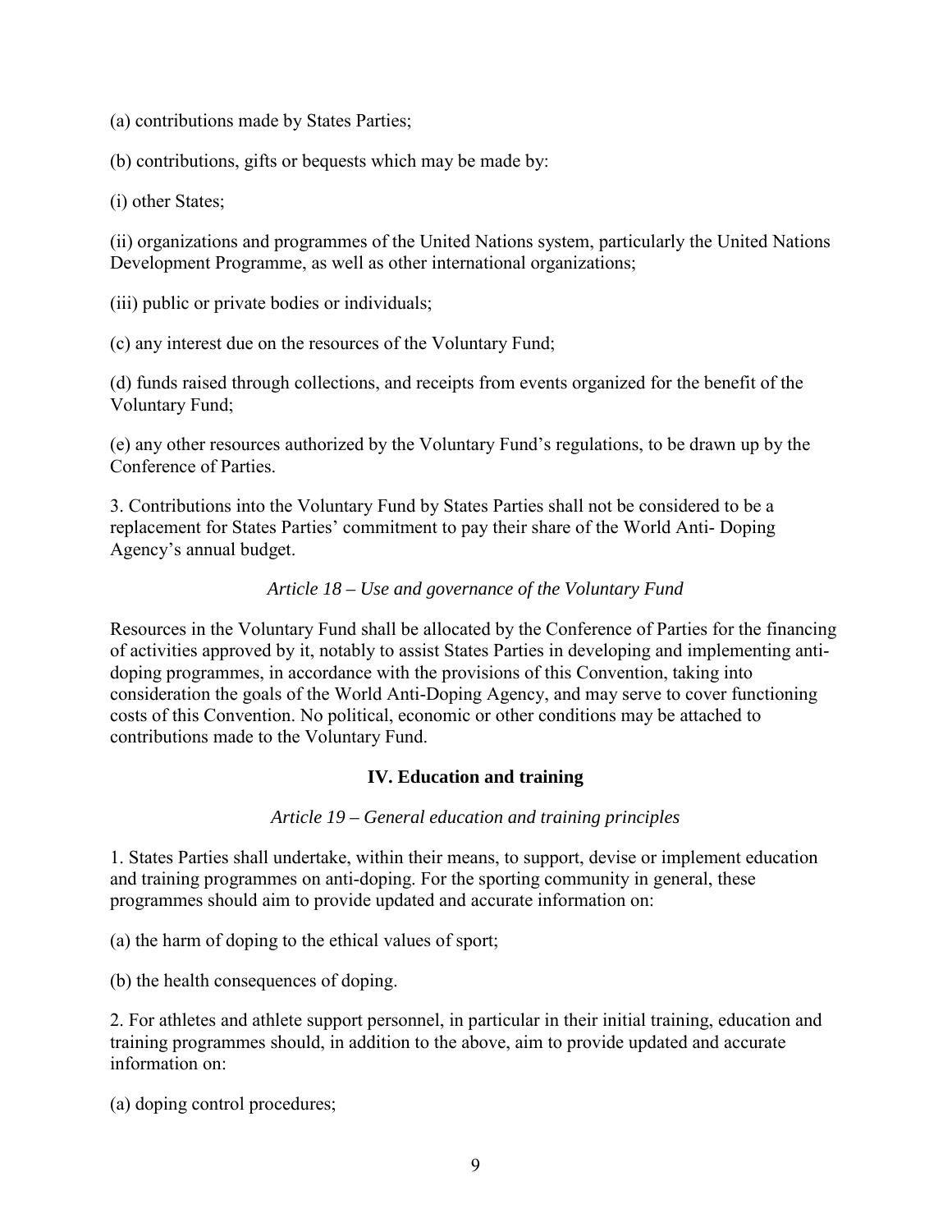(a) contributions made by States Parties;

(b) contributions, gifts or bequests which may be made by:

(i) other States;

(ii) organizations and programmes of the United Nations system, particularly the United Nations Development Programme, as well as other international organizations;

(iii) public or private bodies or individuals;

(c) any interest due on the resources of the Voluntary Fund;

(d) funds raised through collections, and receipts from events organized for the benefit of the Voluntary Fund;

(e) any other resources authorized by the Voluntary Fund's regulations, to be drawn up by the Conference of Parties.

3. Contributions into the Voluntary Fund by States Parties shall not be considered to be a replacement for States Parties' commitment to pay their share of the World Anti- Doping Agency's annual budget.

*Article 18 – Use and governance of the Voluntary Fund*

Resources in the Voluntary Fund shall be allocated by the Conference of Parties for the financing of activities approved by it, notably to assist States Parties in developing and implementing anti-doping programmes, in accordance with the provisions of this Convention, taking into consideration the goals of the World Anti-Doping Agency, and may serve to cover functioning costs of this Convention. No political, economic or other conditions may be attached to contributions made to the Voluntary Fund.

## IV. Education and training

*Article 19 – General education and training principles*

1. States Parties shall undertake, within their means, to support, devise or implement education and training programmes on anti-doping. For the sporting community in general, these programmes should aim to provide updated and accurate information on:

(a) the harm of doping to the ethical values of sport;

(b) the health consequences of doping.

2. For athletes and athlete support personnel, in particular in their initial training, education and training programmes should, in addition to the above, aim to provide updated and accurate information on:

(a) doping control procedures;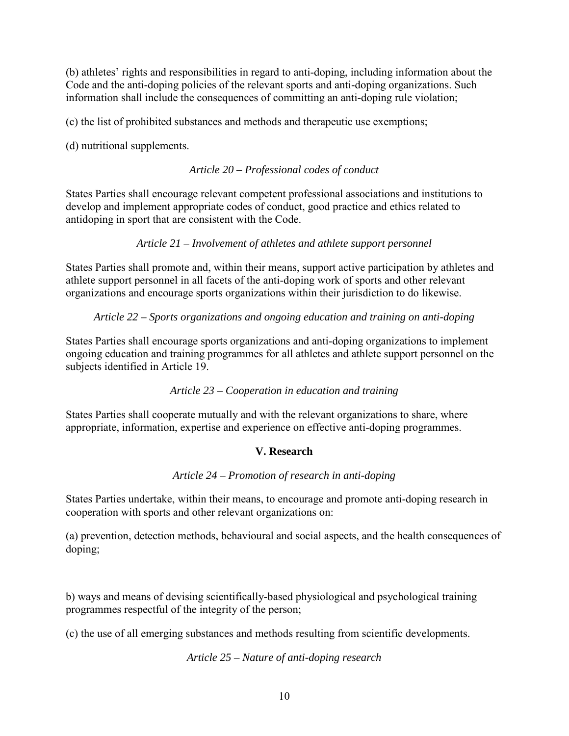(b) athletes' rights and responsibilities in regard to anti-doping, including information about the Code and the anti-doping policies of the relevant sports and anti-doping organizations. Such information shall include the consequences of committing an anti-doping rule violation;

(c) the list of prohibited substances and methods and therapeutic use exemptions;

(d) nutritional supplements.

*Article 20 – Professional codes of conduct*

States Parties shall encourage relevant competent professional associations and institutions to develop and implement appropriate codes of conduct, good practice and ethics related to antidoping in sport that are consistent with the Code.

*Article 21 – Involvement of athletes and athlete support personnel*

States Parties shall promote and, within their means, support active participation by athletes and athlete support personnel in all facets of the anti-doping work of sports and other relevant organizations and encourage sports organizations within their jurisdiction to do likewise.

*Article 22 – Sports organizations and ongoing education and training on anti-doping*

States Parties shall encourage sports organizations and anti-doping organizations to implement ongoing education and training programmes for all athletes and athlete support personnel on the subjects identified in Article 19.

*Article 23 – Cooperation in education and training*

States Parties shall cooperate mutually and with the relevant organizations to share, where appropriate, information, expertise and experience on effective anti-doping programmes.

## V. Research

*Article 24 – Promotion of research in anti-doping*

States Parties undertake, within their means, to encourage and promote anti-doping research in cooperation with sports and other relevant organizations on:

(a) prevention, detection methods, behavioural and social aspects, and the health consequences of doping;

b) ways and means of devising scientifically-based physiological and psychological training programmes respectful of the integrity of the person;

(c) the use of all emerging substances and methods resulting from scientific developments.

*Article 25 – Nature of anti-doping research*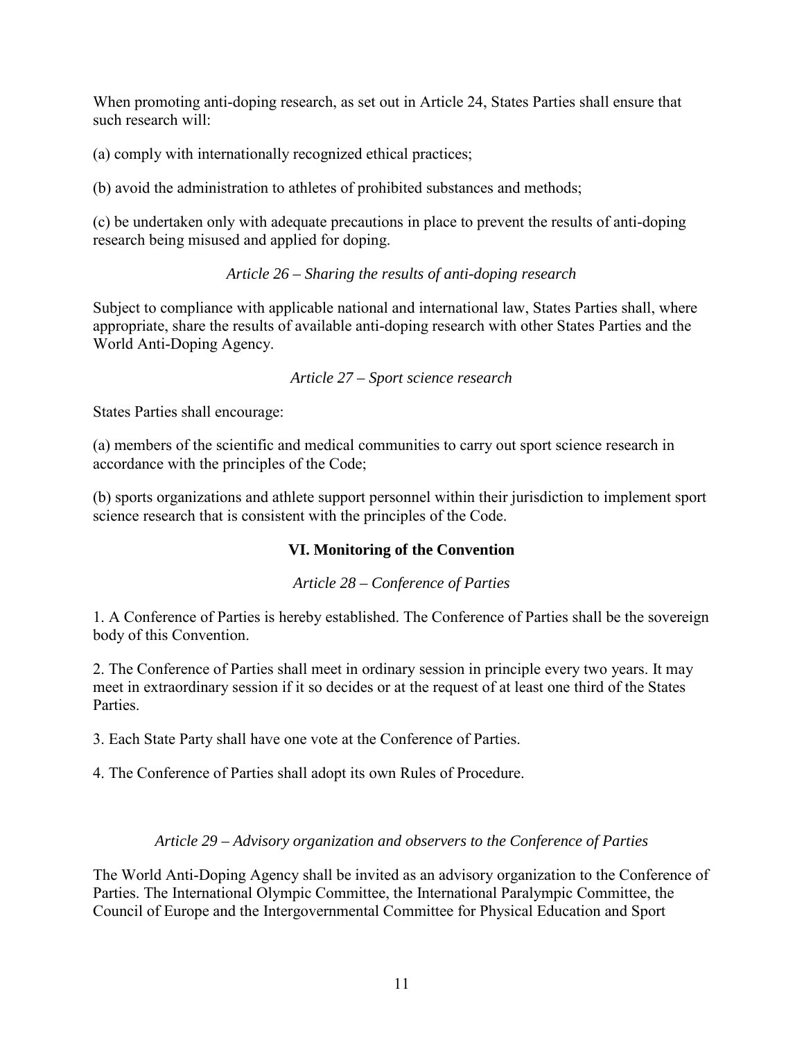When promoting anti-doping research, as set out in Article 24, States Parties shall ensure that such research will:

(a) comply with internationally recognized ethical practices;

(b) avoid the administration to athletes of prohibited substances and methods;

(c) be undertaken only with adequate precautions in place to prevent the results of anti-doping research being misused and applied for doping.

*Article 26 – Sharing the results of anti-doping research*

Subject to compliance with applicable national and international law, States Parties shall, where appropriate, share the results of available anti-doping research with other States Parties and the World Anti-Doping Agency.

*Article 27 – Sport science research*

States Parties shall encourage:

(a) members of the scientific and medical communities to carry out sport science research in accordance with the principles of the Code;

(b) sports organizations and athlete support personnel within their jurisdiction to implement sport science research that is consistent with the principles of the Code.

## VI. Monitoring of the Convention

*Article 28 – Conference of Parties*

1. A Conference of Parties is hereby established. The Conference of Parties shall be the sovereign body of this Convention.

2. The Conference of Parties shall meet in ordinary session in principle every two years. It may meet in extraordinary session if it so decides or at the request of at least one third of the States Parties.

3. Each State Party shall have one vote at the Conference of Parties.

4. The Conference of Parties shall adopt its own Rules of Procedure.

*Article 29 – Advisory organization and observers to the Conference of Parties*

The World Anti-Doping Agency shall be invited as an advisory organization to the Conference of Parties. The International Olympic Committee, the International Paralympic Committee, the Council of Europe and the Intergovernmental Committee for Physical Education and Sport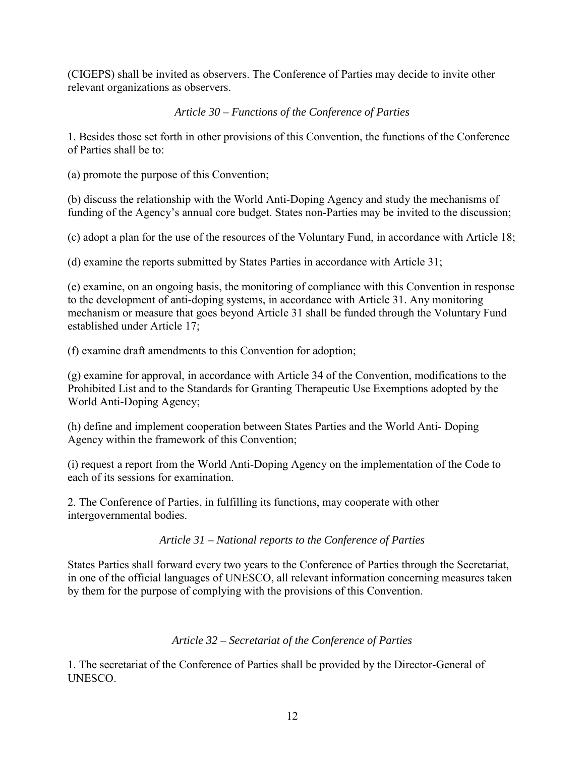(CIGEPS) shall be invited as observers. The Conference of Parties may decide to invite other relevant organizations as observers.

### *Article 30 – Functions of the Conference of Parties*

1. Besides those set forth in other provisions of this Convention, the functions of the Conference of Parties shall be to:

(a) promote the purpose of this Convention;

(b) discuss the relationship with the World Anti-Doping Agency and study the mechanisms of funding of the Agency's annual core budget. States non-Parties may be invited to the discussion;

(c) adopt a plan for the use of the resources of the Voluntary Fund, in accordance with Article 18;

(d) examine the reports submitted by States Parties in accordance with Article 31;

(e) examine, on an ongoing basis, the monitoring of compliance with this Convention in response to the development of anti-doping systems, in accordance with Article 31. Any monitoring mechanism or measure that goes beyond Article 31 shall be funded through the Voluntary Fund established under Article 17;

(f) examine draft amendments to this Convention for adoption;

(g) examine for approval, in accordance with Article 34 of the Convention, modifications to the Prohibited List and to the Standards for Granting Therapeutic Use Exemptions adopted by the World Anti-Doping Agency;

(h) define and implement cooperation between States Parties and the World Anti- Doping Agency within the framework of this Convention;

(i) request a report from the World Anti-Doping Agency on the implementation of the Code to each of its sessions for examination.

2. The Conference of Parties, in fulfilling its functions, may cooperate with other intergovernmental bodies.

### *Article 31 – National reports to the Conference of Parties*

States Parties shall forward every two years to the Conference of Parties through the Secretariat, in one of the official languages of UNESCO, all relevant information concerning measures taken by them for the purpose of complying with the provisions of this Convention.

### *Article 32 – Secretariat of the Conference of Parties*

1. The secretariat of the Conference of Parties shall be provided by the Director-General of UNESCO.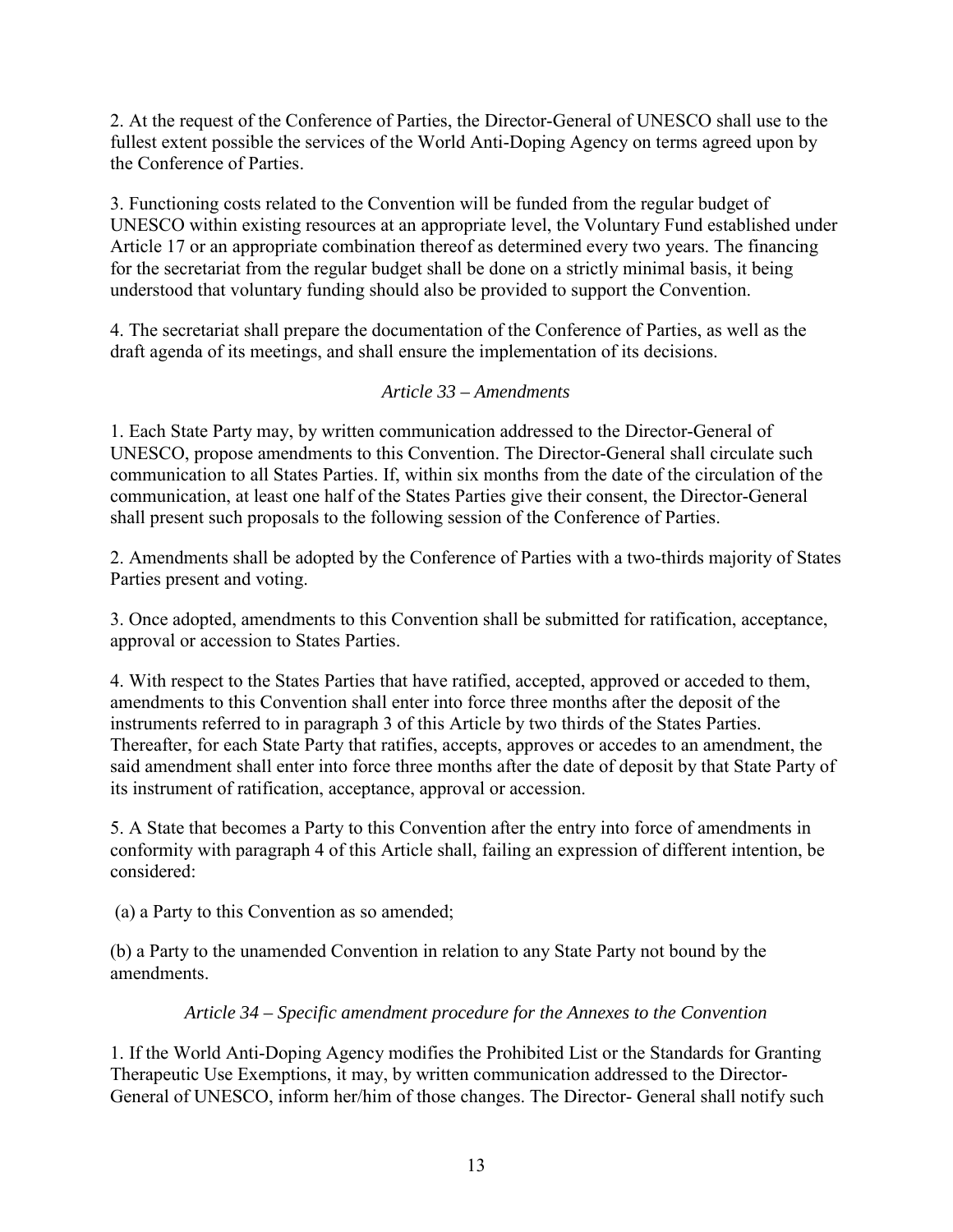2. At the request of the Conference of Parties, the Director-General of UNESCO shall use to the fullest extent possible the services of the World Anti-Doping Agency on terms agreed upon by the Conference of Parties.

3. Functioning costs related to the Convention will be funded from the regular budget of UNESCO within existing resources at an appropriate level, the Voluntary Fund established under Article 17 or an appropriate combination thereof as determined every two years. The financing for the secretariat from the regular budget shall be done on a strictly minimal basis, it being understood that voluntary funding should also be provided to support the Convention.

4. The secretariat shall prepare the documentation of the Conference of Parties, as well as the draft agenda of its meetings, and shall ensure the implementation of its decisions.

*Article 33 – Amendments*

1. Each State Party may, by written communication addressed to the Director-General of UNESCO, propose amendments to this Convention. The Director-General shall circulate such communication to all States Parties. If, within six months from the date of the circulation of the communication, at least one half of the States Parties give their consent, the Director-General shall present such proposals to the following session of the Conference of Parties.

2. Amendments shall be adopted by the Conference of Parties with a two-thirds majority of States Parties present and voting.

3. Once adopted, amendments to this Convention shall be submitted for ratification, acceptance, approval or accession to States Parties.

4. With respect to the States Parties that have ratified, accepted, approved or acceded to them, amendments to this Convention shall enter into force three months after the deposit of the instruments referred to in paragraph 3 of this Article by two thirds of the States Parties. Thereafter, for each State Party that ratifies, accepts, approves or accedes to an amendment, the said amendment shall enter into force three months after the date of deposit by that State Party of its instrument of ratification, acceptance, approval or accession.

5. A State that becomes a Party to this Convention after the entry into force of amendments in conformity with paragraph 4 of this Article shall, failing an expression of different intention, be considered:

(a) a Party to this Convention as so amended;

(b) a Party to the unamended Convention in relation to any State Party not bound by the amendments.

*Article 34 – Specific amendment procedure for the Annexes to the Convention*

1. If the World Anti-Doping Agency modifies the Prohibited List or the Standards for Granting Therapeutic Use Exemptions, it may, by written communication addressed to the Director-General of UNESCO, inform her/him of those changes. The Director- General shall notify such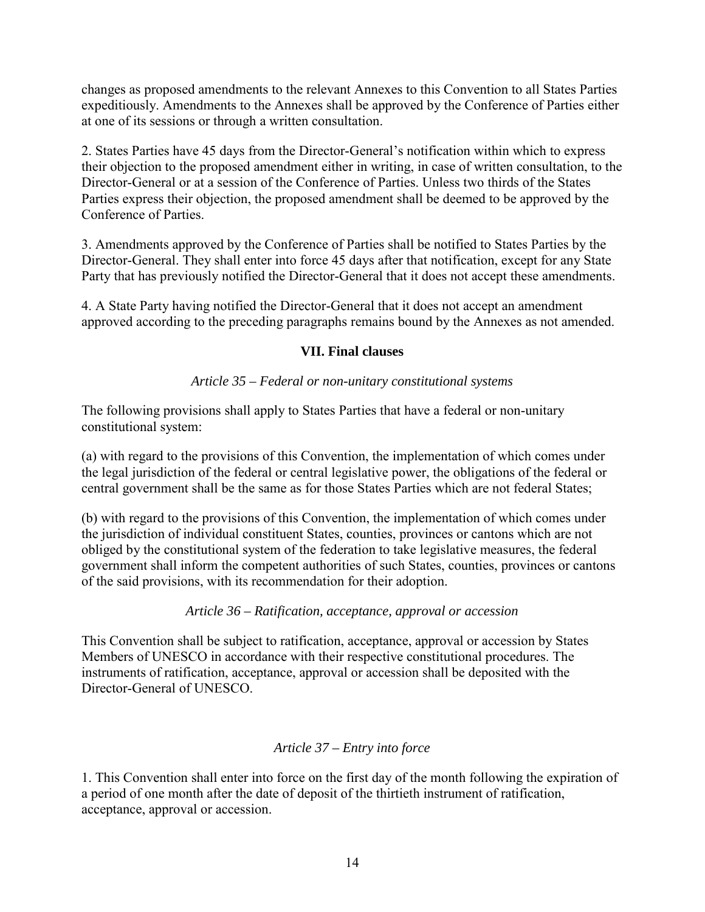changes as proposed amendments to the relevant Annexes to this Convention to all States Parties expeditiously. Amendments to the Annexes shall be approved by the Conference of Parties either at one of its sessions or through a written consultation.

2. States Parties have 45 days from the Director-General's notification within which to express their objection to the proposed amendment either in writing, in case of written consultation, to the Director-General or at a session of the Conference of Parties. Unless two thirds of the States Parties express their objection, the proposed amendment shall be deemed to be approved by the Conference of Parties.

3. Amendments approved by the Conference of Parties shall be notified to States Parties by the Director-General. They shall enter into force 45 days after that notification, except for any State Party that has previously notified the Director-General that it does not accept these amendments.

4. A State Party having notified the Director-General that it does not accept an amendment approved according to the preceding paragraphs remains bound by the Annexes as not amended.

## VII. Final clauses

*Article 35 – Federal or non-unitary constitutional systems*

The following provisions shall apply to States Parties that have a federal or non-unitary constitutional system:

(a) with regard to the provisions of this Convention, the implementation of which comes under the legal jurisdiction of the federal or central legislative power, the obligations of the federal or central government shall be the same as for those States Parties which are not federal States;

(b) with regard to the provisions of this Convention, the implementation of which comes under the jurisdiction of individual constituent States, counties, provinces or cantons which are not obliged by the constitutional system of the federation to take legislative measures, the federal government shall inform the competent authorities of such States, counties, provinces or cantons of the said provisions, with its recommendation for their adoption.

*Article 36 – Ratification, acceptance, approval or accession*

This Convention shall be subject to ratification, acceptance, approval or accession by States Members of UNESCO in accordance with their respective constitutional procedures. The instruments of ratification, acceptance, approval or accession shall be deposited with the Director-General of UNESCO.

*Article 37 – Entry into force*

1. This Convention shall enter into force on the first day of the month following the expiration of a period of one month after the date of deposit of the thirtieth instrument of ratification, acceptance, approval or accession.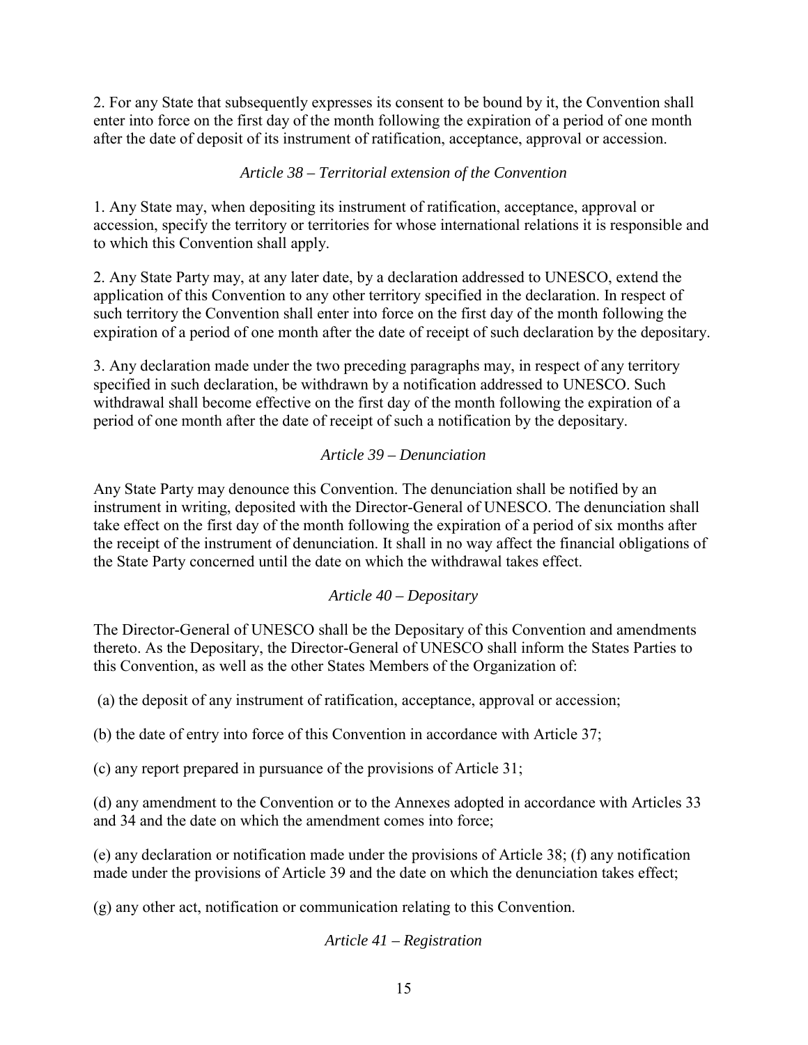2. For any State that subsequently expresses its consent to be bound by it, the Convention shall enter into force on the first day of the month following the expiration of a period of one month after the date of deposit of its instrument of ratification, acceptance, approval or accession.

*Article 38 – Territorial extension of the Convention*

1. Any State may, when depositing its instrument of ratification, acceptance, approval or accession, specify the territory or territories for whose international relations it is responsible and to which this Convention shall apply.

2. Any State Party may, at any later date, by a declaration addressed to UNESCO, extend the application of this Convention to any other territory specified in the declaration. In respect of such territory the Convention shall enter into force on the first day of the month following the expiration of a period of one month after the date of receipt of such declaration by the depositary.

3. Any declaration made under the two preceding paragraphs may, in respect of any territory specified in such declaration, be withdrawn by a notification addressed to UNESCO. Such withdrawal shall become effective on the first day of the month following the expiration of a period of one month after the date of receipt of such a notification by the depositary.

*Article 39 – Denunciation*

Any State Party may denounce this Convention. The denunciation shall be notified by an instrument in writing, deposited with the Director-General of UNESCO. The denunciation shall take effect on the first day of the month following the expiration of a period of six months after the receipt of the instrument of denunciation. It shall in no way affect the financial obligations of the State Party concerned until the date on which the withdrawal takes effect.

*Article 40 – Depositary*

The Director-General of UNESCO shall be the Depositary of this Convention and amendments thereto. As the Depositary, the Director-General of UNESCO shall inform the States Parties to this Convention, as well as the other States Members of the Organization of:

(a) the deposit of any instrument of ratification, acceptance, approval or accession;

(b) the date of entry into force of this Convention in accordance with Article 37;

(c) any report prepared in pursuance of the provisions of Article 31;

(d) any amendment to the Convention or to the Annexes adopted in accordance with Articles 33 and 34 and the date on which the amendment comes into force;

(e) any declaration or notification made under the provisions of Article 38; (f) any notification made under the provisions of Article 39 and the date on which the denunciation takes effect;

(g) any other act, notification or communication relating to this Convention.

*Article 41 – Registration*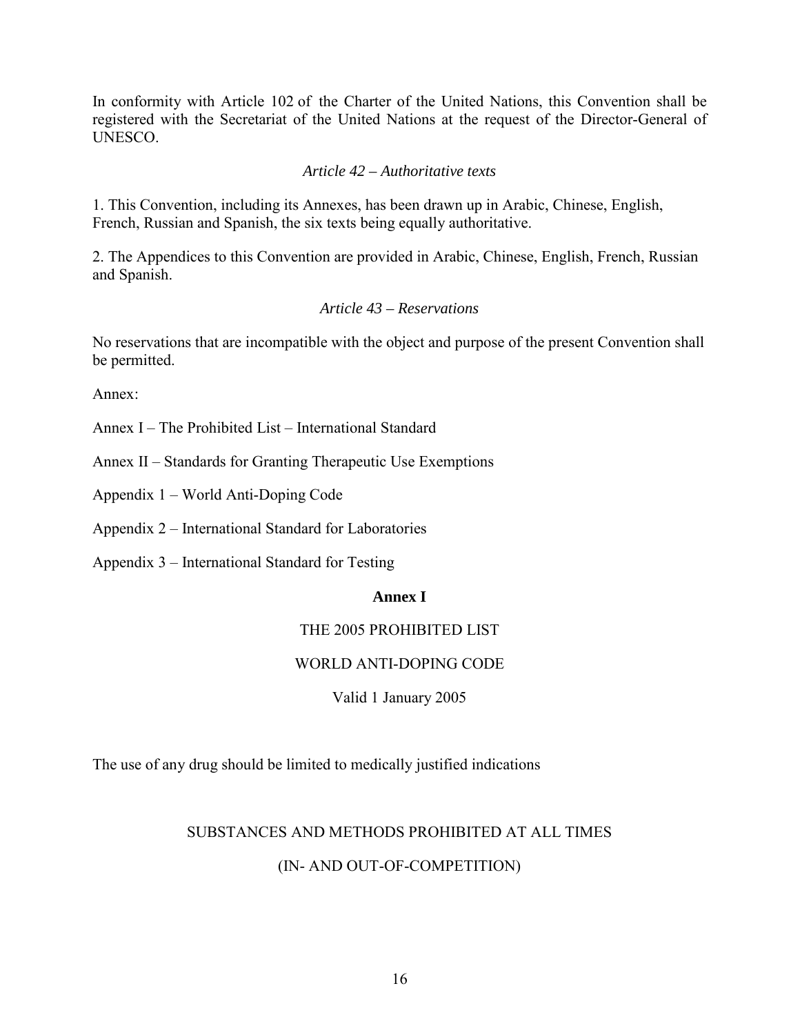In conformity with Article 102 of the Charter of the United Nations, this Convention shall be registered with the Secretariat of the United Nations at the request of the Director-General of UNESCO.

*Article 42 – Authoritative texts*

1. This Convention, including its Annexes, has been drawn up in Arabic, Chinese, English, French, Russian and Spanish, the six texts being equally authoritative.

2. The Appendices to this Convention are provided in Arabic, Chinese, English, French, Russian and Spanish.

*Article 43 – Reservations*

No reservations that are incompatible with the object and purpose of the present Convention shall be permitted.

Annex:

Annex I – The Prohibited List – International Standard

Annex II – Standards for Granting Therapeutic Use Exemptions

Appendix 1 – World Anti-Doping Code

Appendix 2 – International Standard for Laboratories

Appendix 3 – International Standard for Testing

## Annex I

THE 2005 PROHIBITED LIST

WORLD ANTI-DOPING CODE

Valid 1 January 2005

The use of any drug should be limited to medically justified indications

SUBSTANCES AND METHODS PROHIBITED AT ALL TIMES

(IN- AND OUT-OF-COMPETITION)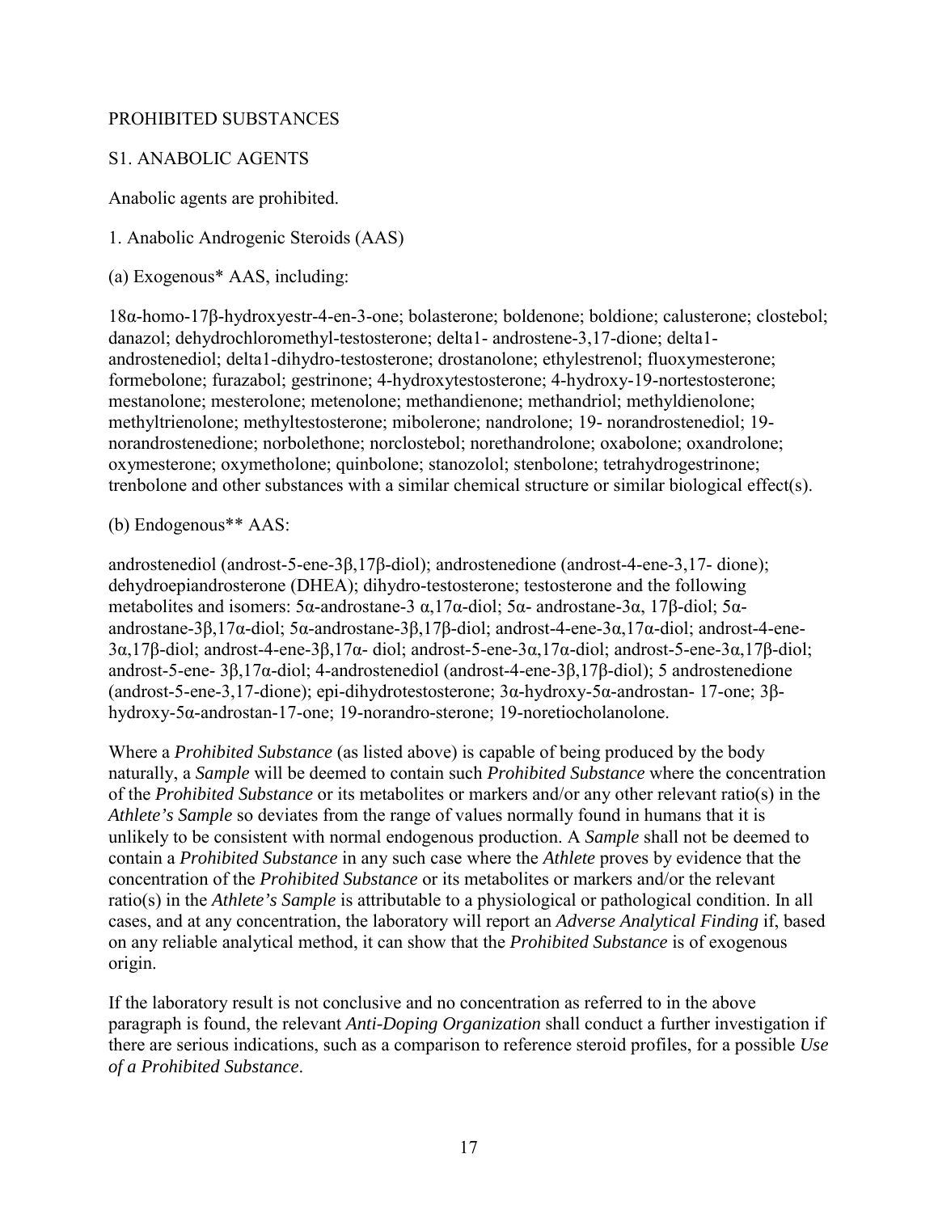PROHIBITED SUBSTANCES

S1. ANABOLIC AGENTS

Anabolic agents are prohibited.

1. Anabolic Androgenic Steroids (AAS)

(a) Exogenous* AAS, including:

18α-homo-17β-hydroxyestr-4-en-3-one; bolasterone; boldenone; boldione; calusterone; clostebol; danazol; dehydrochloromethyl-testosterone; delta1- androstene-3,17-dione; delta1-androstenediol; delta1-dihydro-testosterone; drostanolone; ethylestrenol; fluoxymesterone; formebolone; furazabol; gestrinone; 4-hydroxytestosterone; 4-hydroxy-19-nortestosterone; mestanolone; mesterolone; metenolone; methandienone; methandriol; methyldienolone; methyltrienolone; methyltestosterone; mibolerone; nandrolone; 19- norandrostenediol; 19-norandrostenedione; norbolethone; norclostebol; norethandrolone; oxabolone; oxandrolone; oxymesterone; oxymetholone; quinbolone; stanozolol; stenbolone; tetrahydrogestrinone; trenbolone and other substances with a similar chemical structure or similar biological effect(s).

(b) Endogenous** AAS:

androstenediol (androst-5-ene-3β,17β-diol); androstenedione (androst-4-ene-3,17- dione); dehydroepiandrosterone (DHEA); dihydro-testosterone; testosterone and the following metabolites and isomers: 5α-androstane-3 α,17α-diol; 5α- androstane-3α, 17β-diol; 5α-androstane-3β,17α-diol; 5α-androstane-3β,17β-diol; androst-4-ene-3α,17α-diol; androst-4-ene-3α,17β-diol; androst-4-ene-3β,17α- diol; androst-5-ene-3α,17α-diol; androst-5-ene-3α,17β-diol; androst-5-ene- 3β,17α-diol; 4-androstenediol (androst-4-ene-3β,17β-diol); 5 androstenedione (androst-5-ene-3,17-dione); epi-dihydrotestosterone; 3α-hydroxy-5α-androstan- 17-one; 3β-hydroxy-5α-androstan-17-one; 19-norandro-sterone; 19-noretiocholanolone.

Where a *Prohibited Substance* (as listed above) is capable of being produced by the body naturally, a *Sample* will be deemed to contain such *Prohibited Substance* where the concentration of the *Prohibited Substance* or its metabolites or markers and/or any other relevant ratio(s) in the *Athlete's Sample* so deviates from the range of values normally found in humans that it is unlikely to be consistent with normal endogenous production. A *Sample* shall not be deemed to contain a *Prohibited Substance* in any such case where the *Athlete* proves by evidence that the concentration of the *Prohibited Substance* or its metabolites or markers and/or the relevant ratio(s) in the *Athlete's Sample* is attributable to a physiological or pathological condition. In all cases, and at any concentration, the laboratory will report an *Adverse Analytical Finding* if, based on any reliable analytical method, it can show that the *Prohibited Substance* is of exogenous origin.

If the laboratory result is not conclusive and no concentration as referred to in the above paragraph is found, the relevant *Anti-Doping Organization* shall conduct a further investigation if there are serious indications, such as a comparison to reference steroid profiles, for a possible *Use of a Prohibited Substance*.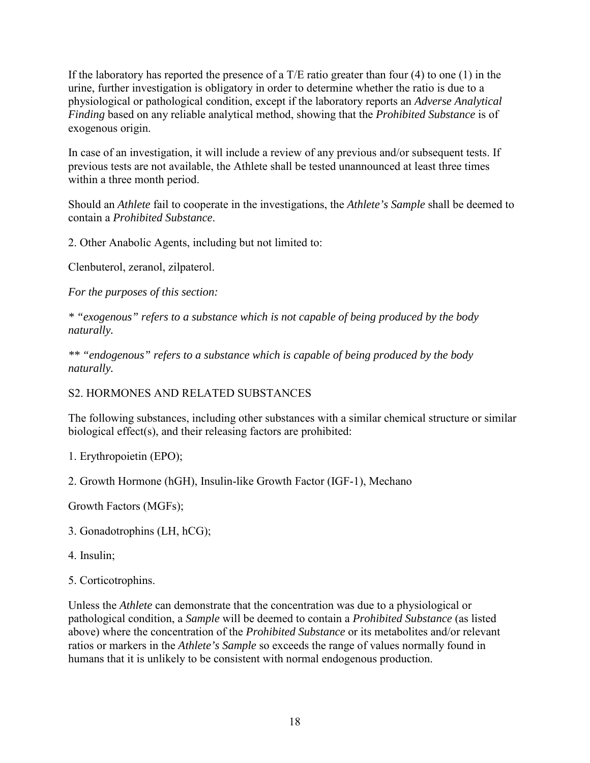If the laboratory has reported the presence of a T/E ratio greater than four (4) to one (1) in the urine, further investigation is obligatory in order to determine whether the ratio is due to a physiological or pathological condition, except if the laboratory reports an *Adverse Analytical Finding* based on any reliable analytical method, showing that the *Prohibited Substance* is of exogenous origin.

In case of an investigation, it will include a review of any previous and/or subsequent tests. If previous tests are not available, the Athlete shall be tested unannounced at least three times within a three month period.

Should an *Athlete* fail to cooperate in the investigations, the *Athlete's Sample* shall be deemed to contain a *Prohibited Substance*.

2. Other Anabolic Agents, including but not limited to:

Clenbuterol, zeranol, zilpaterol.

*For the purposes of this section:*

*\* "exogenous" refers to a substance which is not capable of being produced by the body naturally.*

*\*\* "endogenous" refers to a substance which is capable of being produced by the body naturally.*

S2. HORMONES AND RELATED SUBSTANCES

The following substances, including other substances with a similar chemical structure or similar biological effect(s), and their releasing factors are prohibited:

1. Erythropoietin (EPO);

2. Growth Hormone (hGH), Insulin-like Growth Factor (IGF-1), Mechano

Growth Factors (MGFs);

3. Gonadotrophins (LH, hCG);

4. Insulin;

5. Corticotrophins.

Unless the *Athlete* can demonstrate that the concentration was due to a physiological or pathological condition, a *Sample* will be deemed to contain a *Prohibited Substance* (as listed above) where the concentration of the *Prohibited Substance* or its metabolites and/or relevant ratios or markers in the *Athlete's Sample* so exceeds the range of values normally found in humans that it is unlikely to be consistent with normal endogenous production.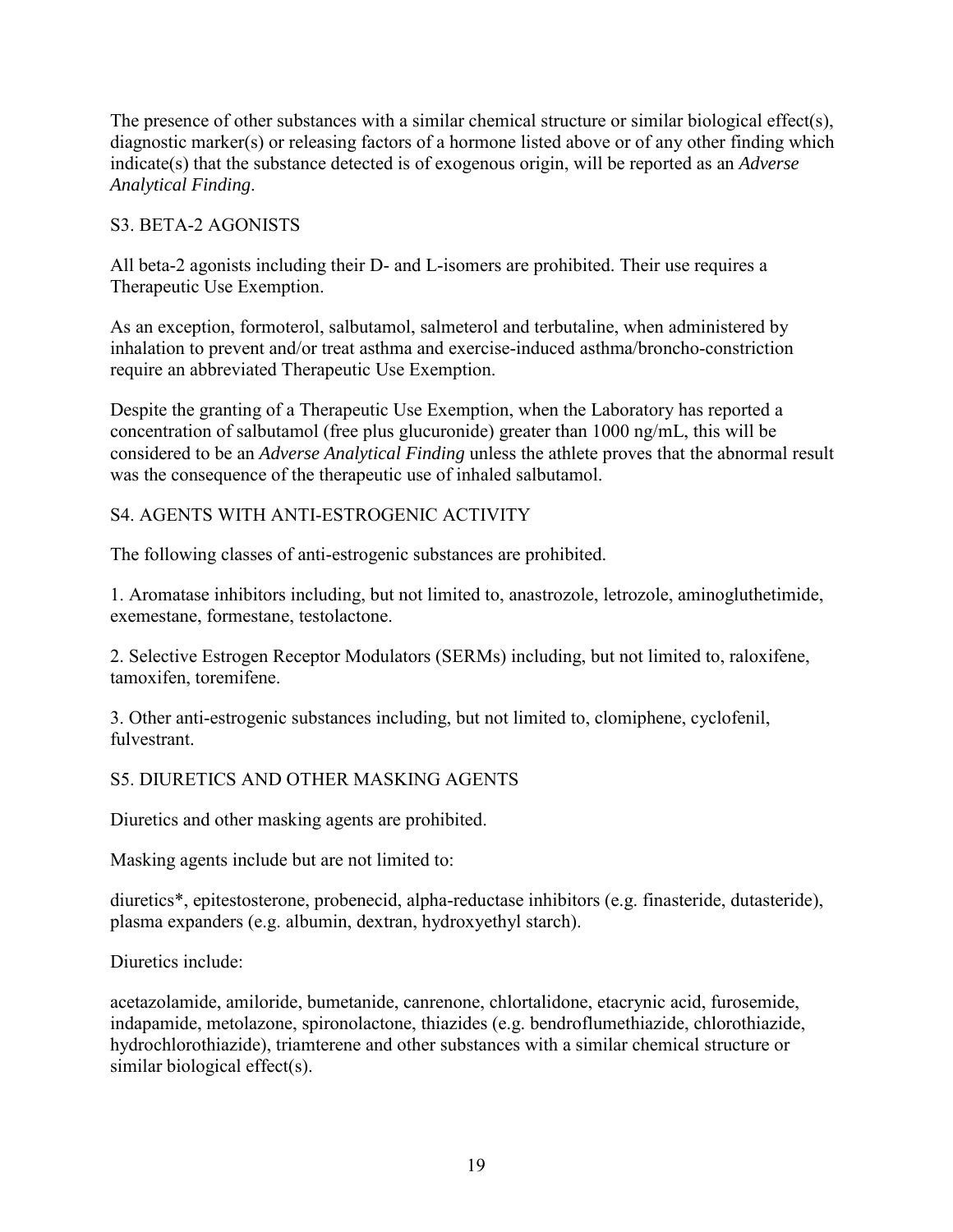The presence of other substances with a similar chemical structure or similar biological effect(s), diagnostic marker(s) or releasing factors of a hormone listed above or of any other finding which indicate(s) that the substance detected is of exogenous origin, will be reported as an *Adverse Analytical Finding*.

## S3. BETA-2 AGONISTS

All beta-2 agonists including their D- and L-isomers are prohibited. Their use requires a Therapeutic Use Exemption.

As an exception, formoterol, salbutamol, salmeterol and terbutaline, when administered by inhalation to prevent and/or treat asthma and exercise-induced asthma/broncho-constriction require an abbreviated Therapeutic Use Exemption.

Despite the granting of a Therapeutic Use Exemption, when the Laboratory has reported a concentration of salbutamol (free plus glucuronide) greater than 1000 ng/mL, this will be considered to be an *Adverse Analytical Finding* unless the athlete proves that the abnormal result was the consequence of the therapeutic use of inhaled salbutamol.

## S4. AGENTS WITH ANTI-ESTROGENIC ACTIVITY

The following classes of anti-estrogenic substances are prohibited.

1. Aromatase inhibitors including, but not limited to, anastrozole, letrozole, aminogluthetimide, exemestane, formestane, testolactone.

2. Selective Estrogen Receptor Modulators (SERMs) including, but not limited to, raloxifene, tamoxifen, toremifene.

3. Other anti-estrogenic substances including, but not limited to, clomiphene, cyclofenil, fulvestrant.

## S5. DIURETICS AND OTHER MASKING AGENTS

Diuretics and other masking agents are prohibited.

Masking agents include but are not limited to:

diuretics*, epitestosterone, probenecid, alpha-reductase inhibitors (e.g. finasteride, dutasteride), plasma expanders (e.g. albumin, dextran, hydroxyethyl starch).

Diuretics include:

acetazolamide, amiloride, bumetanide, canrenone, chlortalidone, etacrynic acid, furosemide, indapamide, metolazone, spironolactone, thiazides (e.g. bendroflumethiazide, chlorothiazide, hydrochlorothiazide), triamterene and other substances with a similar chemical structure or similar biological effect(s).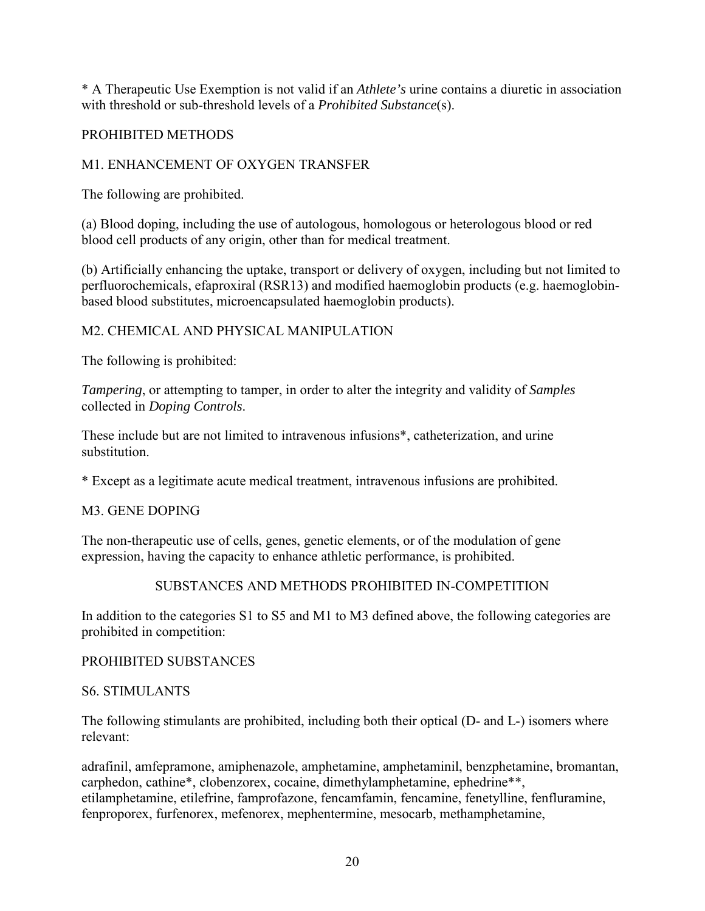* A Therapeutic Use Exemption is not valid if an *Athlete's* urine contains a diuretic in association with threshold or sub-threshold levels of a *Prohibited Substance*(s).

## PROHIBITED METHODS

### M1. ENHANCEMENT OF OXYGEN TRANSFER

The following are prohibited.

(a) Blood doping, including the use of autologous, homologous or heterologous blood or red blood cell products of any origin, other than for medical treatment.

(b) Artificially enhancing the uptake, transport or delivery of oxygen, including but not limited to perfluorochemicals, efaproxiral (RSR13) and modified haemoglobin products (e.g. haemoglobin-based blood substitutes, microencapsulated haemoglobin products).

### M2. CHEMICAL AND PHYSICAL MANIPULATION

The following is prohibited:

*Tampering*, or attempting to tamper, in order to alter the integrity and validity of *Samples* collected in *Doping Controls*.

These include but are not limited to intravenous infusions*, catheterization, and urine substitution.

* Except as a legitimate acute medical treatment, intravenous infusions are prohibited.

### M3. GENE DOPING

The non-therapeutic use of cells, genes, genetic elements, or of the modulation of gene expression, having the capacity to enhance athletic performance, is prohibited.

## SUBSTANCES AND METHODS PROHIBITED IN-COMPETITION

In addition to the categories S1 to S5 and M1 to M3 defined above, the following categories are prohibited in competition:

## PROHIBITED SUBSTANCES

### S6. STIMULANTS

The following stimulants are prohibited, including both their optical (D- and L-) isomers where relevant:

adrafinil, amfepramone, amiphenazole, amphetamine, amphetaminil, benzphetamine, bromantan, carphedon, cathine*, clobenzorex, cocaine, dimethylamphetamine, ephedrine**, etilamphetamine, etilefrine, famprofazone, fencamfamin, fencamine, fenetylline, fenfluramine, fenproporex, furfenorex, mefenorex, mephentermine, mesocarb, methamphetamine,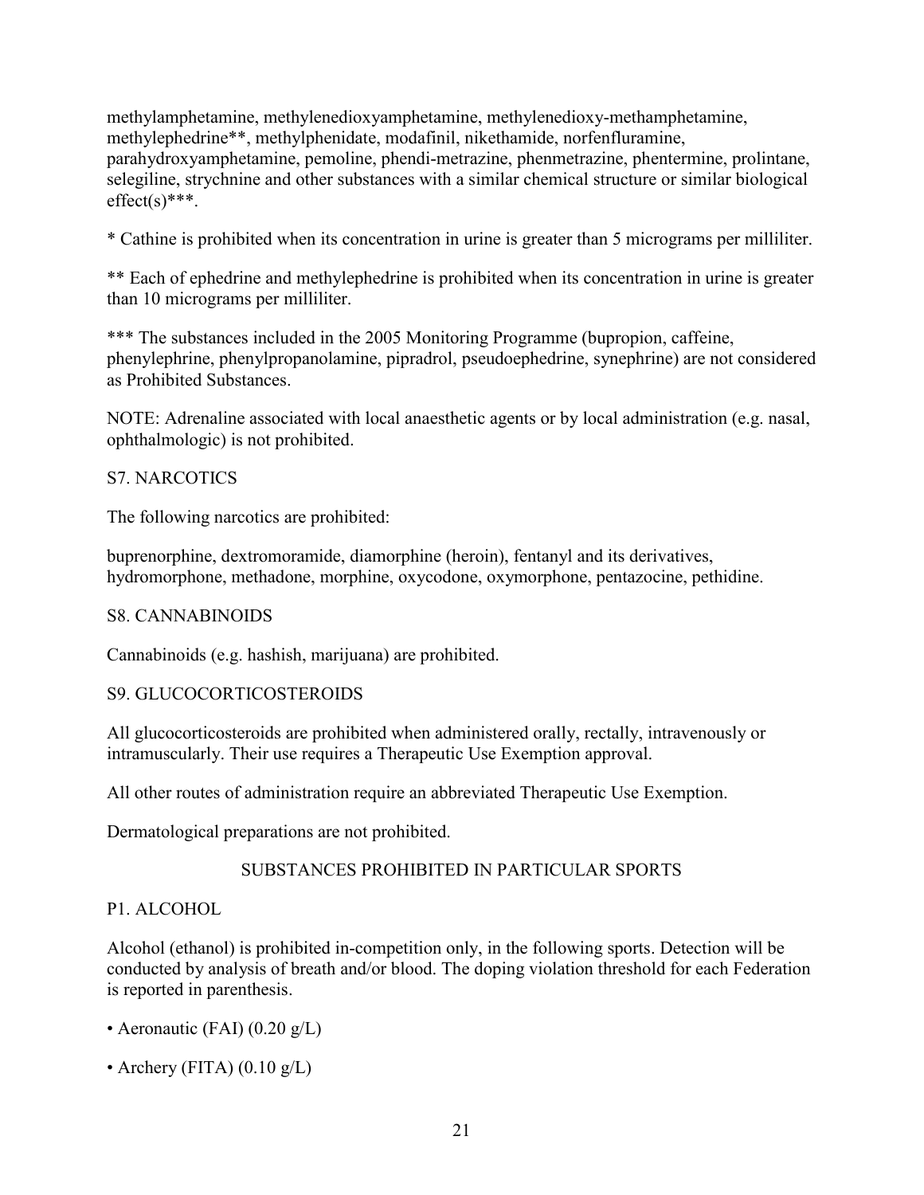methylamphetamine, methylenedioxyamphetamine, methylenedioxy-methamphetamine, methylephedrine**, methylphenidate, modafinil, nikethamide, norfenfluramine, parahydroxyamphetamine, pemoline, phendi-metrazine, phenmetrazine, phentermine, prolintane, selegiline, strychnine and other substances with a similar chemical structure or similar biological effect(s)***.

* Cathine is prohibited when its concentration in urine is greater than 5 micrograms per milliliter.

** Each of ephedrine and methylephedrine is prohibited when its concentration in urine is greater than 10 micrograms per milliliter.

*** The substances included in the 2005 Monitoring Programme (bupropion, caffeine, phenylephrine, phenylpropanolamine, pipradrol, pseudoephedrine, synephrine) are not considered as Prohibited Substances.

NOTE: Adrenaline associated with local anaesthetic agents or by local administration (e.g. nasal, ophthalmologic) is not prohibited.

## S7. NARCOTICS

The following narcotics are prohibited:

buprenorphine, dextromoramide, diamorphine (heroin), fentanyl and its derivatives, hydromorphone, methadone, morphine, oxycodone, oxymorphone, pentazocine, pethidine.

## S8. CANNABINOIDS

Cannabinoids (e.g. hashish, marijuana) are prohibited.

## S9. GLUCOCORTICOSTEROIDS

All glucocorticosteroids are prohibited when administered orally, rectally, intravenously or intramuscularly. Their use requires a Therapeutic Use Exemption approval.

All other routes of administration require an abbreviated Therapeutic Use Exemption.

Dermatological preparations are not prohibited.

# SUBSTANCES PROHIBITED IN PARTICULAR SPORTS

## P1. ALCOHOL

Alcohol (ethanol) is prohibited in-competition only, in the following sports. Detection will be conducted by analysis of breath and/or blood. The doping violation threshold for each Federation is reported in parenthesis.

- Aeronautic (FAI) (0.20 g/L)
- Archery (FITA) (0.10 g/L)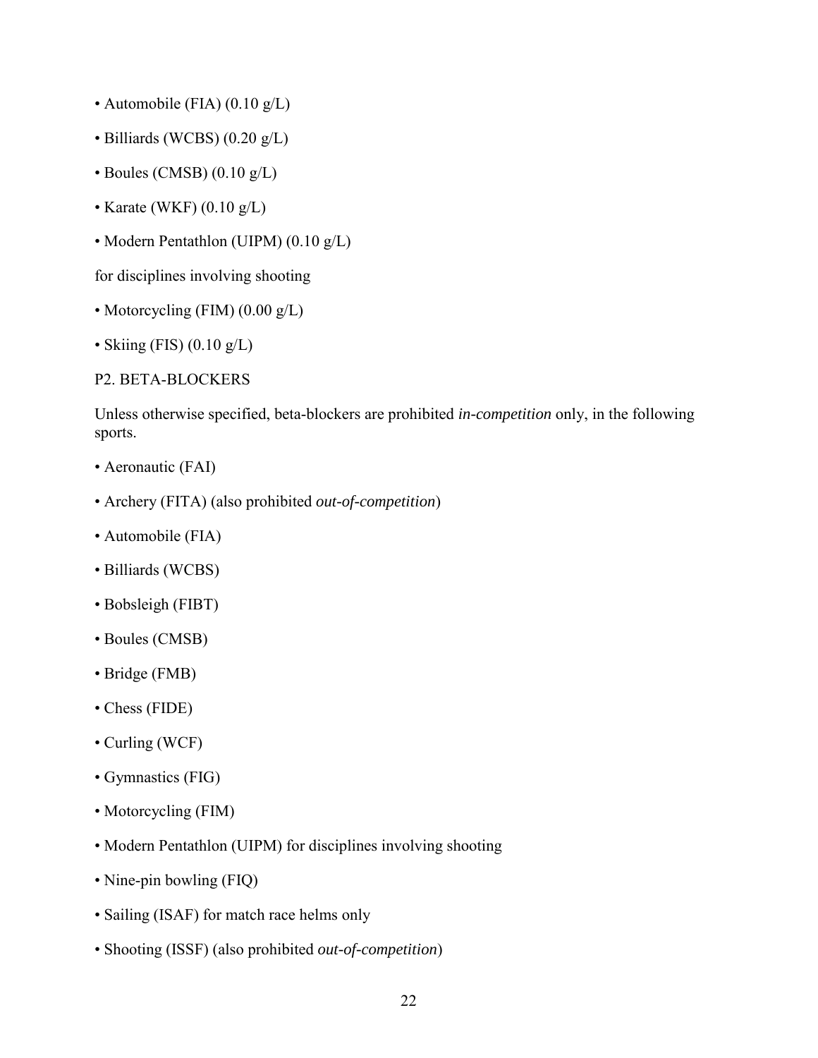- Automobile (FIA) (0.10 g/L)
- Billiards (WCBS) (0.20 g/L)
- Boules (CMSB) (0.10 g/L)
- Karate (WKF) (0.10 g/L)
- Modern Pentathlon (UIPM) (0.10 g/L)

for disciplines involving shooting

- Motorcycling (FIM) (0.00 g/L)
- Skiing (FIS) (0.10 g/L)

P2. BETA-BLOCKERS

Unless otherwise specified, beta-blockers are prohibited *in-competition* only, in the following sports.

- Aeronautic (FAI)
- Archery (FITA) (also prohibited *out-of-competition*)
- Automobile (FIA)
- Billiards (WCBS)
- Bobsleigh (FIBT)
- Boules (CMSB)
- Bridge (FMB)
- Chess (FIDE)
- Curling (WCF)
- Gymnastics (FIG)
- Motorcycling (FIM)
- Modern Pentathlon (UIPM) for disciplines involving shooting
- Nine-pin bowling (FIQ)
- Sailing (ISAF) for match race helms only
- Shooting (ISSF) (also prohibited *out-of-competition*)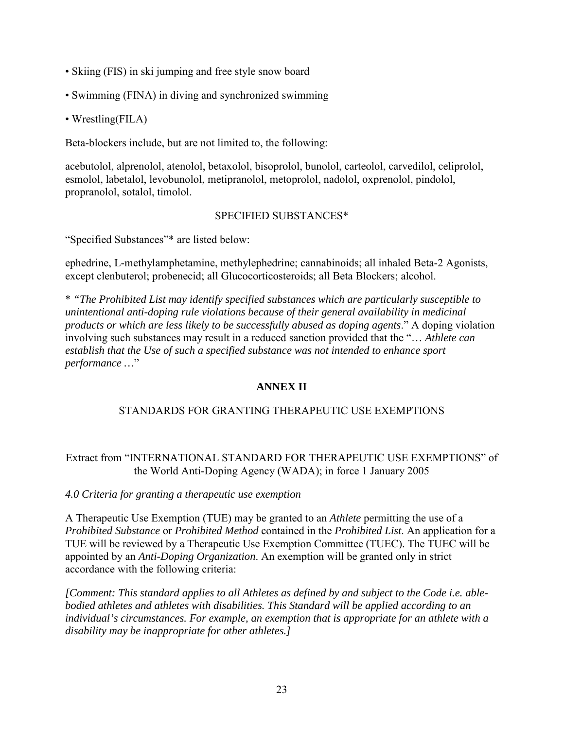- Skiing (FIS) in ski jumping and free style snow board
- Swimming (FINA) in diving and synchronized swimming
- Wrestling(FILA)

Beta-blockers include, but are not limited to, the following:

acebutolol, alprenolol, atenolol, betaxolol, bisoprolol, bunolol, carteolol, carvedilol, celiprolol, esmolol, labetalol, levobunolol, metipranolol, metoprolol, nadolol, oxprenolol, pindolol, propranolol, sotalol, timolol.

SPECIFIED SUBSTANCES*

"Specified Substances"* are listed below:

ephedrine, L-methylamphetamine, methylephedrine; cannabinoids; all inhaled Beta-2 Agonists, except clenbuterol; probenecid; all Glucocorticosteroids; all Beta Blockers; alcohol.

* *"The Prohibited List may identify specified substances which are particularly susceptible to unintentional anti-doping rule violations because of their general availability in medicinal products or which are less likely to be successfully abused as doping agents*." A doping violation involving such substances may result in a reduced sanction provided that the "… *Athlete can establish that the Use of such a specified substance was not intended to enhance sport performance* …"

## ANNEX II

### STANDARDS FOR GRANTING THERAPEUTIC USE EXEMPTIONS

Extract from "INTERNATIONAL STANDARD FOR THERAPEUTIC USE EXEMPTIONS" of the World Anti-Doping Agency (WADA); in force 1 January 2005

*4.0 Criteria for granting a therapeutic use exemption*

A Therapeutic Use Exemption (TUE) may be granted to an *Athlete* permitting the use of a *Prohibited Substance* or *Prohibited Method* contained in the *Prohibited List*. An application for a TUE will be reviewed by a Therapeutic Use Exemption Committee (TUEC). The TUEC will be appointed by an *Anti-Doping Organization*. An exemption will be granted only in strict accordance with the following criteria:

*[Comment: This standard applies to all Athletes as defined by and subject to the Code i.e. able-bodied athletes and athletes with disabilities. This Standard will be applied according to an individual's circumstances. For example, an exemption that is appropriate for an athlete with a disability may be inappropriate for other athletes.]*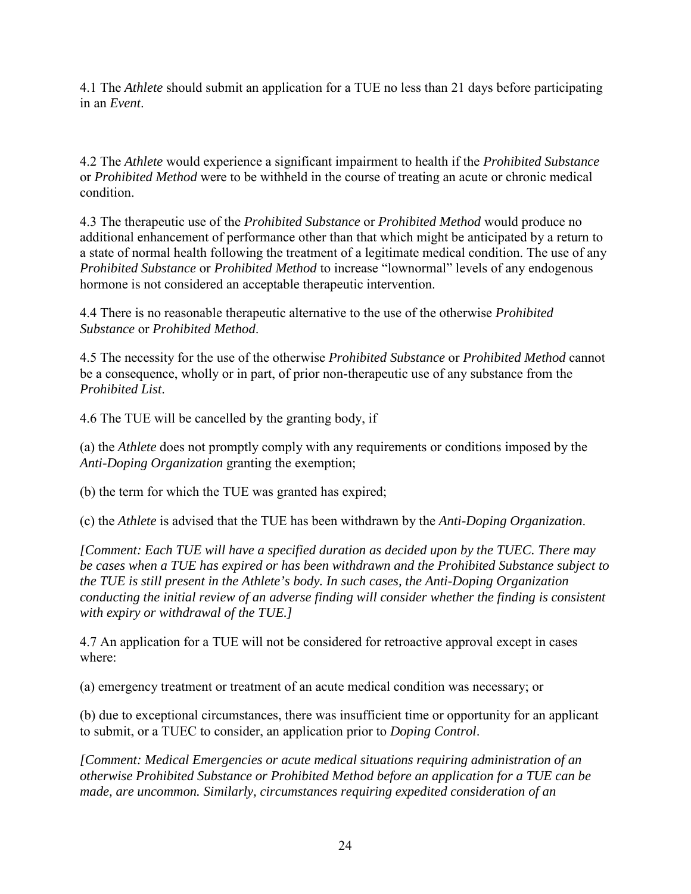4.1 The *Athlete* should submit an application for a TUE no less than 21 days before participating in an *Event*.

4.2 The *Athlete* would experience a significant impairment to health if the *Prohibited Substance* or *Prohibited Method* were to be withheld in the course of treating an acute or chronic medical condition.

4.3 The therapeutic use of the *Prohibited Substance* or *Prohibited Method* would produce no additional enhancement of performance other than that which might be anticipated by a return to a state of normal health following the treatment of a legitimate medical condition. The use of any *Prohibited Substance* or *Prohibited Method* to increase "lownormal" levels of any endogenous hormone is not considered an acceptable therapeutic intervention.

4.4 There is no reasonable therapeutic alternative to the use of the otherwise *Prohibited Substance* or *Prohibited Method*.

4.5 The necessity for the use of the otherwise *Prohibited Substance* or *Prohibited Method* cannot be a consequence, wholly or in part, of prior non-therapeutic use of any substance from the *Prohibited List*.

4.6 The TUE will be cancelled by the granting body, if

(a) the *Athlete* does not promptly comply with any requirements or conditions imposed by the *Anti-Doping Organization* granting the exemption;

(b) the term for which the TUE was granted has expired;

(c) the *Athlete* is advised that the TUE has been withdrawn by the *Anti-Doping Organization*.

*[Comment: Each TUE will have a specified duration as decided upon by the TUEC. There may be cases when a TUE has expired or has been withdrawn and the Prohibited Substance subject to the TUE is still present in the Athlete's body. In such cases, the Anti-Doping Organization conducting the initial review of an adverse finding will consider whether the finding is consistent with expiry or withdrawal of the TUE.]*

4.7 An application for a TUE will not be considered for retroactive approval except in cases where:

(a) emergency treatment or treatment of an acute medical condition was necessary; or

(b) due to exceptional circumstances, there was insufficient time or opportunity for an applicant to submit, or a TUEC to consider, an application prior to *Doping Control*.

*[Comment: Medical Emergencies or acute medical situations requiring administration of an otherwise Prohibited Substance or Prohibited Method before an application for a TUE can be made, are uncommon. Similarly, circumstances requiring expedited consideration of an*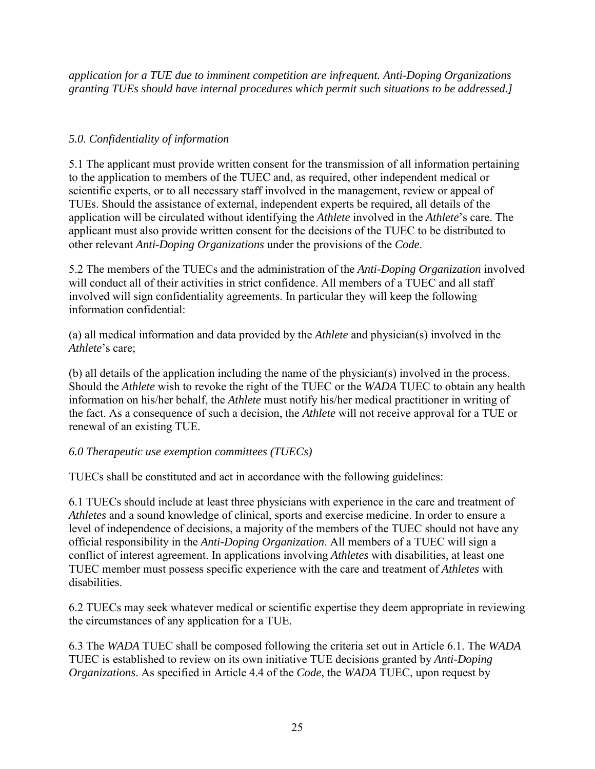*application for a TUE due to imminent competition are infrequent. Anti-Doping Organizations granting TUEs should have internal procedures which permit such situations to be addressed.]*

### *5.0. Confidentiality of information*

5.1 The applicant must provide written consent for the transmission of all information pertaining to the application to members of the TUEC and, as required, other independent medical or scientific experts, or to all necessary staff involved in the management, review or appeal of TUEs. Should the assistance of external, independent experts be required, all details of the application will be circulated without identifying the *Athlete* involved in the *Athlete*'s care. The applicant must also provide written consent for the decisions of the TUEC to be distributed to other relevant *Anti-Doping Organizations* under the provisions of the *Code*.

5.2 The members of the TUECs and the administration of the *Anti-Doping Organization* involved will conduct all of their activities in strict confidence. All members of a TUEC and all staff involved will sign confidentiality agreements. In particular they will keep the following information confidential:

(a) all medical information and data provided by the *Athlete* and physician(s) involved in the *Athlete*'s care;

(b) all details of the application including the name of the physician(s) involved in the process. Should the *Athlete* wish to revoke the right of the TUEC or the *WADA* TUEC to obtain any health information on his/her behalf, the *Athlete* must notify his/her medical practitioner in writing of the fact. As a consequence of such a decision, the *Athlete* will not receive approval for a TUE or renewal of an existing TUE.

### *6.0 Therapeutic use exemption committees (TUECs)*

TUECs shall be constituted and act in accordance with the following guidelines:

6.1 TUECs should include at least three physicians with experience in the care and treatment of *Athletes* and a sound knowledge of clinical, sports and exercise medicine. In order to ensure a level of independence of decisions, a majority of the members of the TUEC should not have any official responsibility in the *Anti-Doping Organization*. All members of a TUEC will sign a conflict of interest agreement. In applications involving *Athletes* with disabilities, at least one TUEC member must possess specific experience with the care and treatment of *Athletes* with disabilities.

6.2 TUECs may seek whatever medical or scientific expertise they deem appropriate in reviewing the circumstances of any application for a TUE.

6.3 The *WADA* TUEC shall be composed following the criteria set out in Article 6.1. The *WADA* TUEC is established to review on its own initiative TUE decisions granted by *Anti-Doping Organizations*. As specified in Article 4.4 of the *Code*, the *WADA* TUEC, upon request by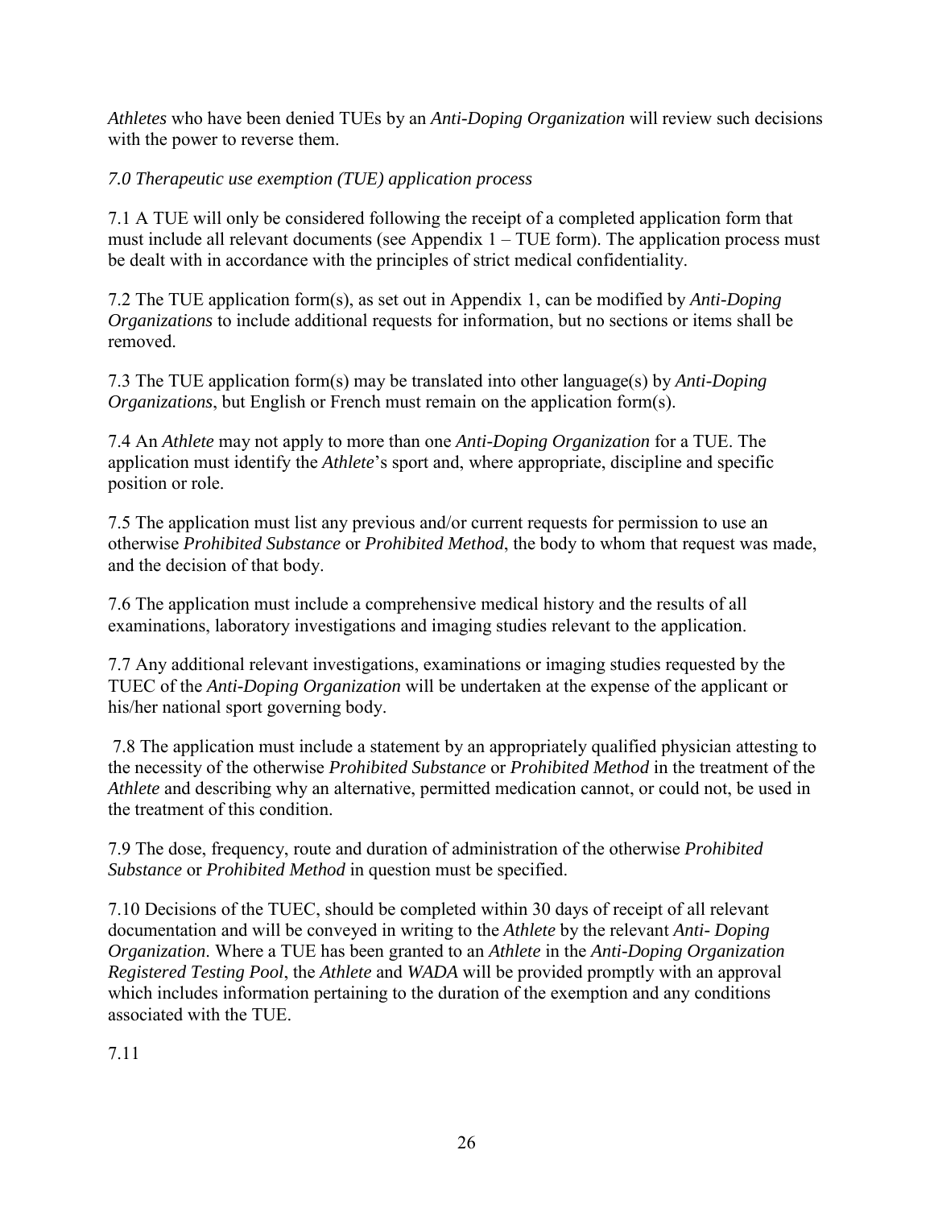*Athletes* who have been denied TUEs by an *Anti-Doping Organization* will review such decisions with the power to reverse them.

*7.0 Therapeutic use exemption (TUE) application process*

7.1 A TUE will only be considered following the receipt of a completed application form that must include all relevant documents (see Appendix 1 – TUE form). The application process must be dealt with in accordance with the principles of strict medical confidentiality.

7.2 The TUE application form(s), as set out in Appendix 1, can be modified by *Anti-Doping Organizations* to include additional requests for information, but no sections or items shall be removed.

7.3 The TUE application form(s) may be translated into other language(s) by *Anti-Doping Organizations*, but English or French must remain on the application form(s).

7.4 An *Athlete* may not apply to more than one *Anti-Doping Organization* for a TUE. The application must identify the *Athlete*'s sport and, where appropriate, discipline and specific position or role.

7.5 The application must list any previous and/or current requests for permission to use an otherwise *Prohibited Substance* or *Prohibited Method*, the body to whom that request was made, and the decision of that body.

7.6 The application must include a comprehensive medical history and the results of all examinations, laboratory investigations and imaging studies relevant to the application.

7.7 Any additional relevant investigations, examinations or imaging studies requested by the TUEC of the *Anti-Doping Organization* will be undertaken at the expense of the applicant or his/her national sport governing body.

7.8 The application must include a statement by an appropriately qualified physician attesting to the necessity of the otherwise *Prohibited Substance* or *Prohibited Method* in the treatment of the *Athlete* and describing why an alternative, permitted medication cannot, or could not, be used in the treatment of this condition.

7.9 The dose, frequency, route and duration of administration of the otherwise *Prohibited Substance* or *Prohibited Method* in question must be specified.

7.10 Decisions of the TUEC, should be completed within 30 days of receipt of all relevant documentation and will be conveyed in writing to the *Athlete* by the relevant *Anti- Doping Organization*. Where a TUE has been granted to an *Athlete* in the *Anti-Doping Organization Registered Testing Pool*, the *Athlete* and *WADA* will be provided promptly with an approval which includes information pertaining to the duration of the exemption and any conditions associated with the TUE.

7.11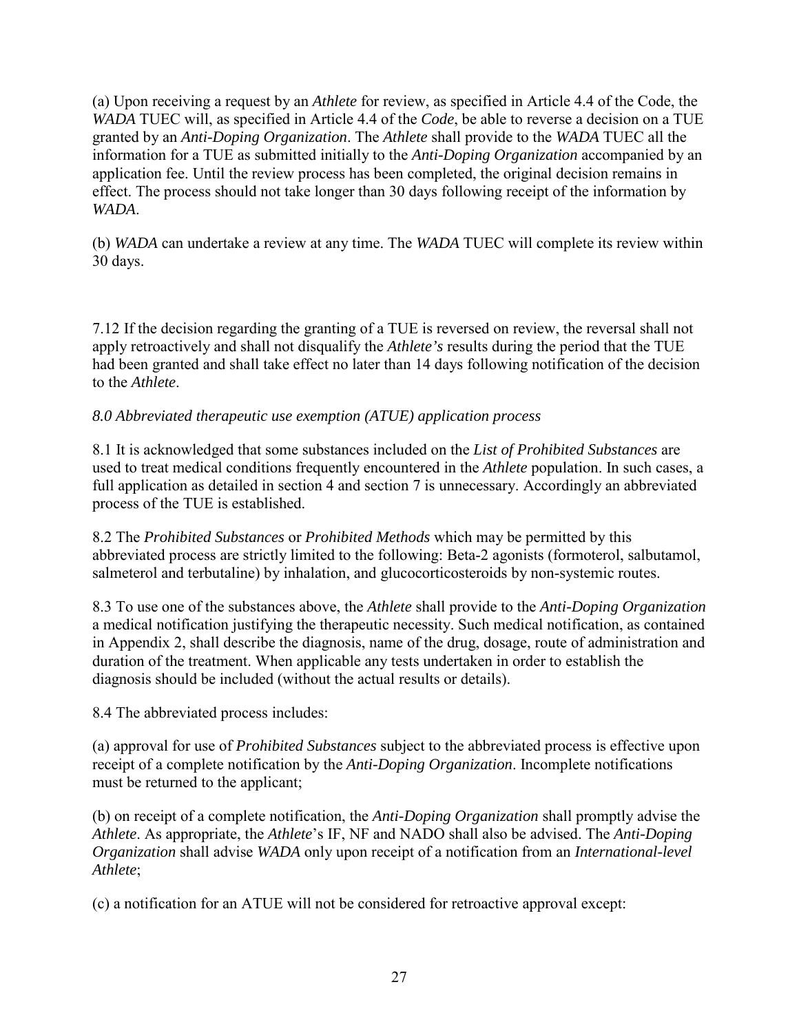(a) Upon receiving a request by an *Athlete* for review, as specified in Article 4.4 of the Code, the *WADA* TUEC will, as specified in Article 4.4 of the *Code*, be able to reverse a decision on a TUE granted by an *Anti-Doping Organization*. The *Athlete* shall provide to the *WADA* TUEC all the information for a TUE as submitted initially to the *Anti-Doping Organization* accompanied by an application fee. Until the review process has been completed, the original decision remains in effect. The process should not take longer than 30 days following receipt of the information by *WADA*.

(b) *WADA* can undertake a review at any time. The *WADA* TUEC will complete its review within 30 days.

7.12 If the decision regarding the granting of a TUE is reversed on review, the reversal shall not apply retroactively and shall not disqualify the *Athlete's* results during the period that the TUE had been granted and shall take effect no later than 14 days following notification of the decision to the *Athlete*.

*8.0 Abbreviated therapeutic use exemption (ATUE) application process*

8.1 It is acknowledged that some substances included on the *List of Prohibited Substances* are used to treat medical conditions frequently encountered in the *Athlete* population. In such cases, a full application as detailed in section 4 and section 7 is unnecessary. Accordingly an abbreviated process of the TUE is established.

8.2 The *Prohibited Substances* or *Prohibited Methods* which may be permitted by this abbreviated process are strictly limited to the following: Beta-2 agonists (formoterol, salbutamol, salmeterol and terbutaline) by inhalation, and glucocorticosteroids by non-systemic routes.

8.3 To use one of the substances above, the *Athlete* shall provide to the *Anti-Doping Organization* a medical notification justifying the therapeutic necessity. Such medical notification, as contained in Appendix 2, shall describe the diagnosis, name of the drug, dosage, route of administration and duration of the treatment. When applicable any tests undertaken in order to establish the diagnosis should be included (without the actual results or details).

8.4 The abbreviated process includes:

(a) approval for use of *Prohibited Substances* subject to the abbreviated process is effective upon receipt of a complete notification by the *Anti-Doping Organization*. Incomplete notifications must be returned to the applicant;

(b) on receipt of a complete notification, the *Anti-Doping Organization* shall promptly advise the *Athlete*. As appropriate, the *Athlete*'s IF, NF and NADO shall also be advised. The *Anti-Doping Organization* shall advise *WADA* only upon receipt of a notification from an *International-level Athlete*;

(c) a notification for an ATUE will not be considered for retroactive approval except: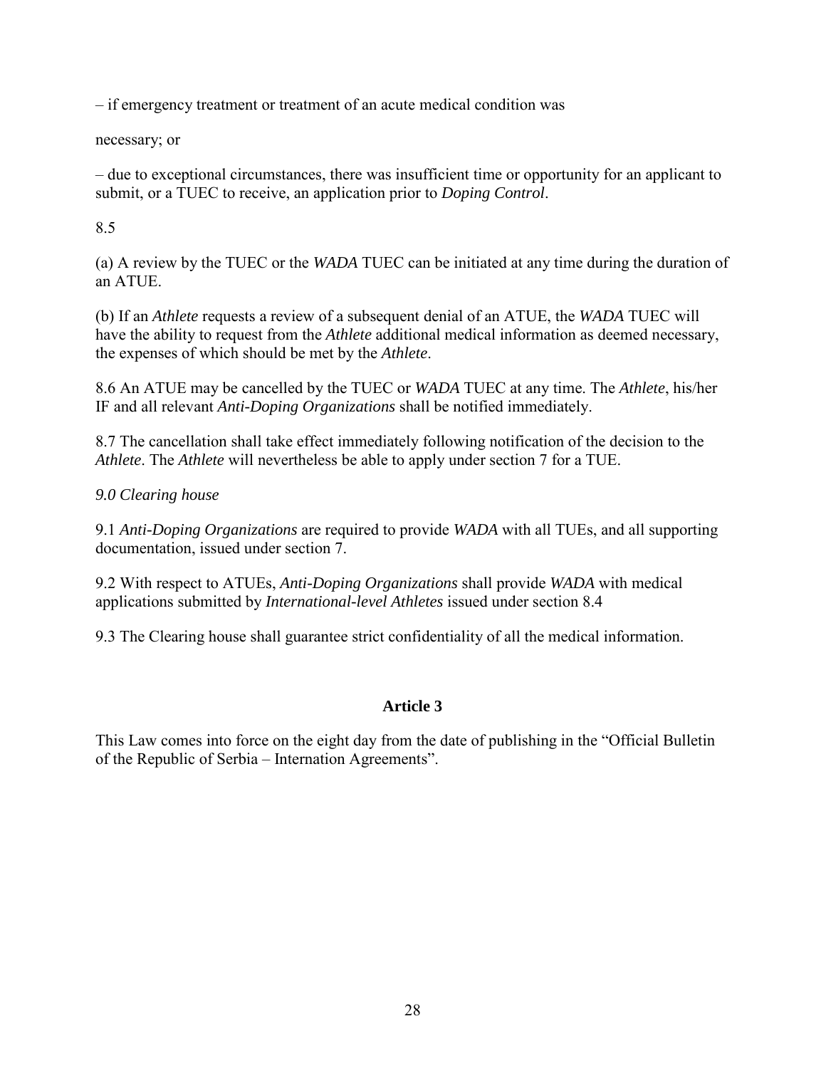– if emergency treatment or treatment of an acute medical condition was

necessary; or

– due to exceptional circumstances, there was insufficient time or opportunity for an applicant to submit, or a TUEC to receive, an application prior to *Doping Control*.

8.5

(a) A review by the TUEC or the *WADA* TUEC can be initiated at any time during the duration of an ATUE.

(b) If an *Athlete* requests a review of a subsequent denial of an ATUE, the *WADA* TUEC will have the ability to request from the *Athlete* additional medical information as deemed necessary, the expenses of which should be met by the *Athlete*.

8.6 An ATUE may be cancelled by the TUEC or *WADA* TUEC at any time. The *Athlete*, his/her IF and all relevant *Anti-Doping Organizations* shall be notified immediately.

8.7 The cancellation shall take effect immediately following notification of the decision to the *Athlete*. The *Athlete* will nevertheless be able to apply under section 7 for a TUE.

*9.0 Clearing house*

9.1 *Anti-Doping Organizations* are required to provide *WADA* with all TUEs, and all supporting documentation, issued under section 7.

9.2 With respect to ATUEs, *Anti-Doping Organizations* shall provide *WADA* with medical applications submitted by *International-level Athletes* issued under section 8.4

9.3 The Clearing house shall guarantee strict confidentiality of all the medical information.

## Article 3

This Law comes into force on the eight day from the date of publishing in the “Official Bulletin of the Republic of Serbia – Internation Agreements”.